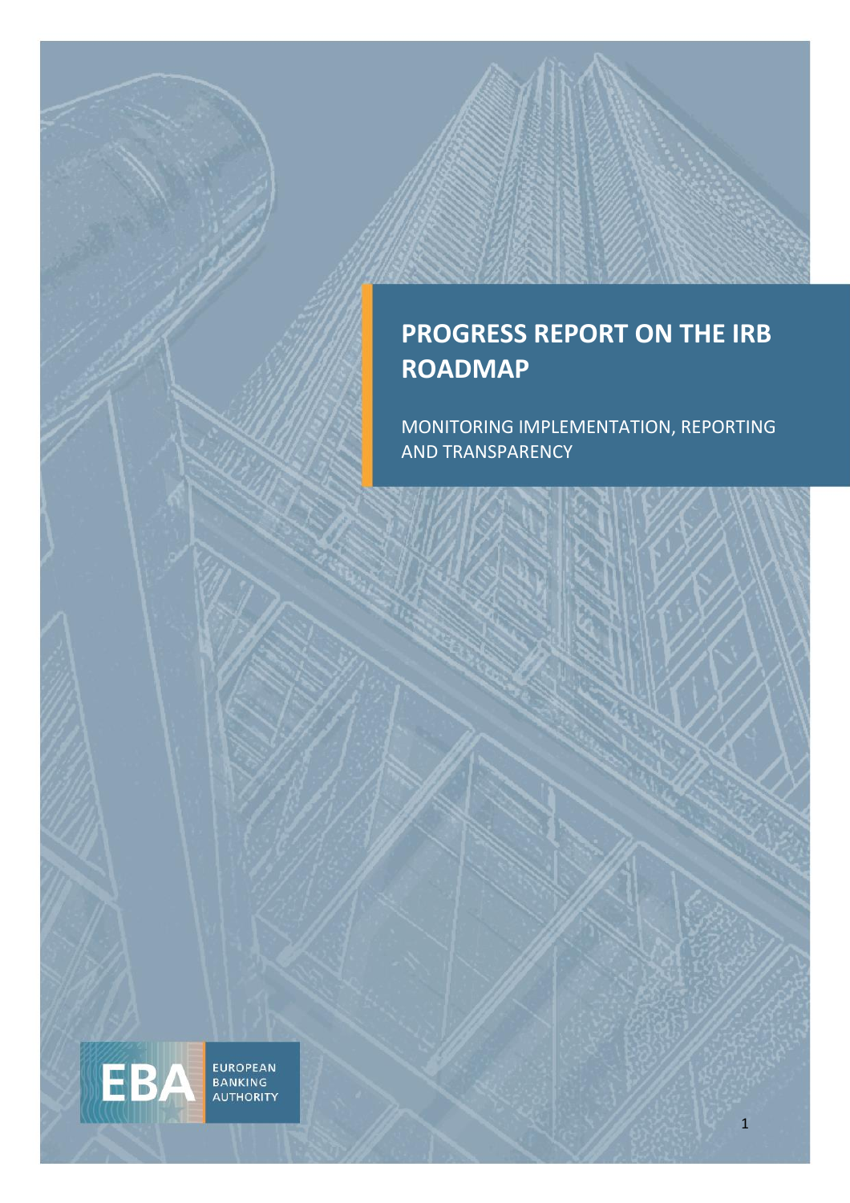# PROGRESS REPORT ON THE IRB ROADMAP

MONITORING IMPLEMENTATION, REPORTING AND TRANSPARENCY

EUROPEAN BANKING AUTHORITY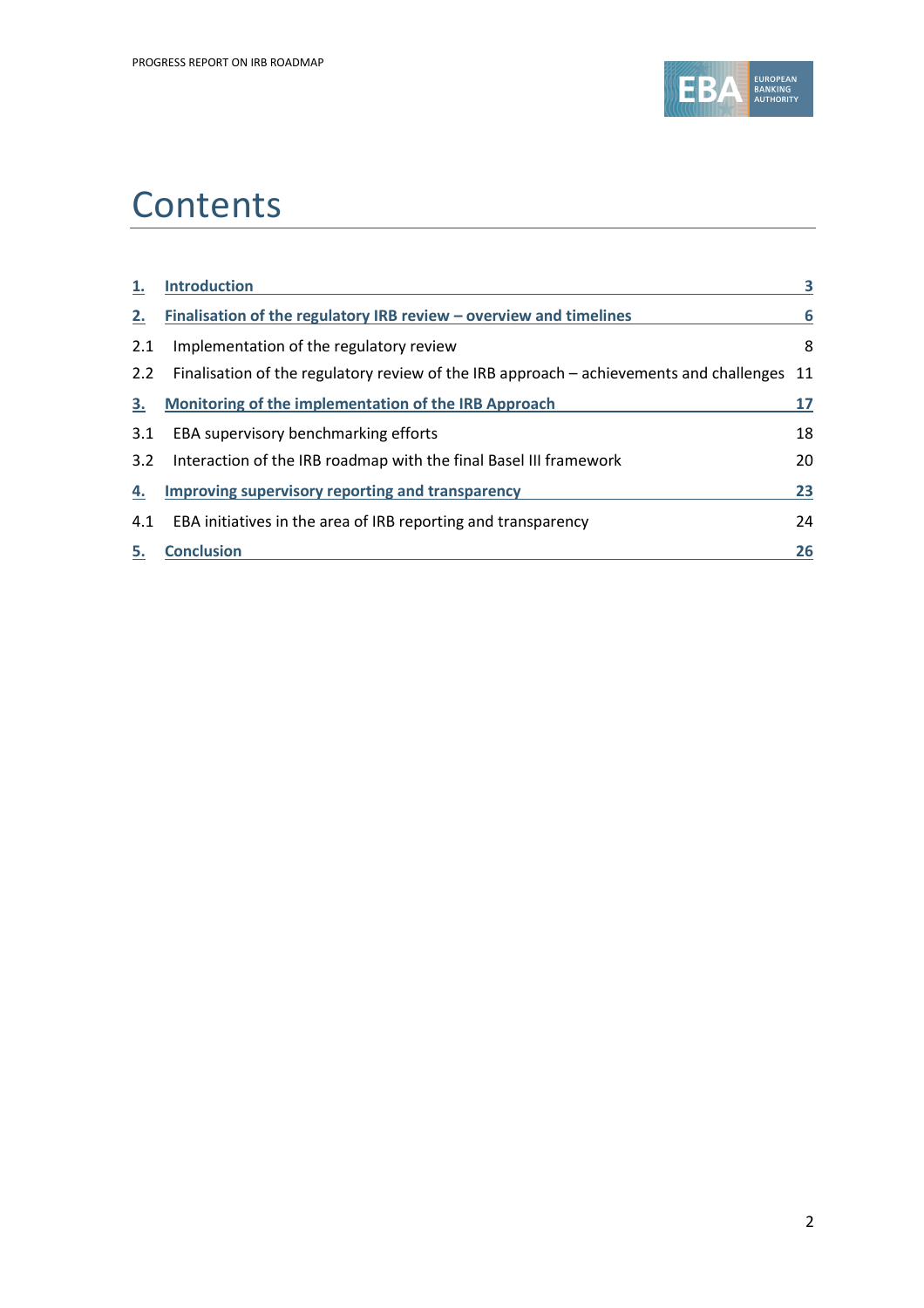# Contents

| | | |
|---|---|---|
| **1.** | **Introduction** | **3** |
| **2.** | **Finalisation of the regulatory IRB review – overview and timelines** | **6** |
| 2.1 | Implementation of the regulatory review | 8 |
| 2.2 | Finalisation of the regulatory review of the IRB approach – achievements and challenges | 11 |
| **3.** | **Monitoring of the implementation of the IRB Approach** | **17** |
| 3.1 | EBA supervisory benchmarking efforts | 18 |
| 3.2 | Interaction of the IRB roadmap with the final Basel III framework | 20 |
| **4.** | **Improving supervisory reporting and transparency** | **23** |
| 4.1 | EBA initiatives in the area of IRB reporting and transparency | 24 |
| **5.** | **Conclusion** | **26** |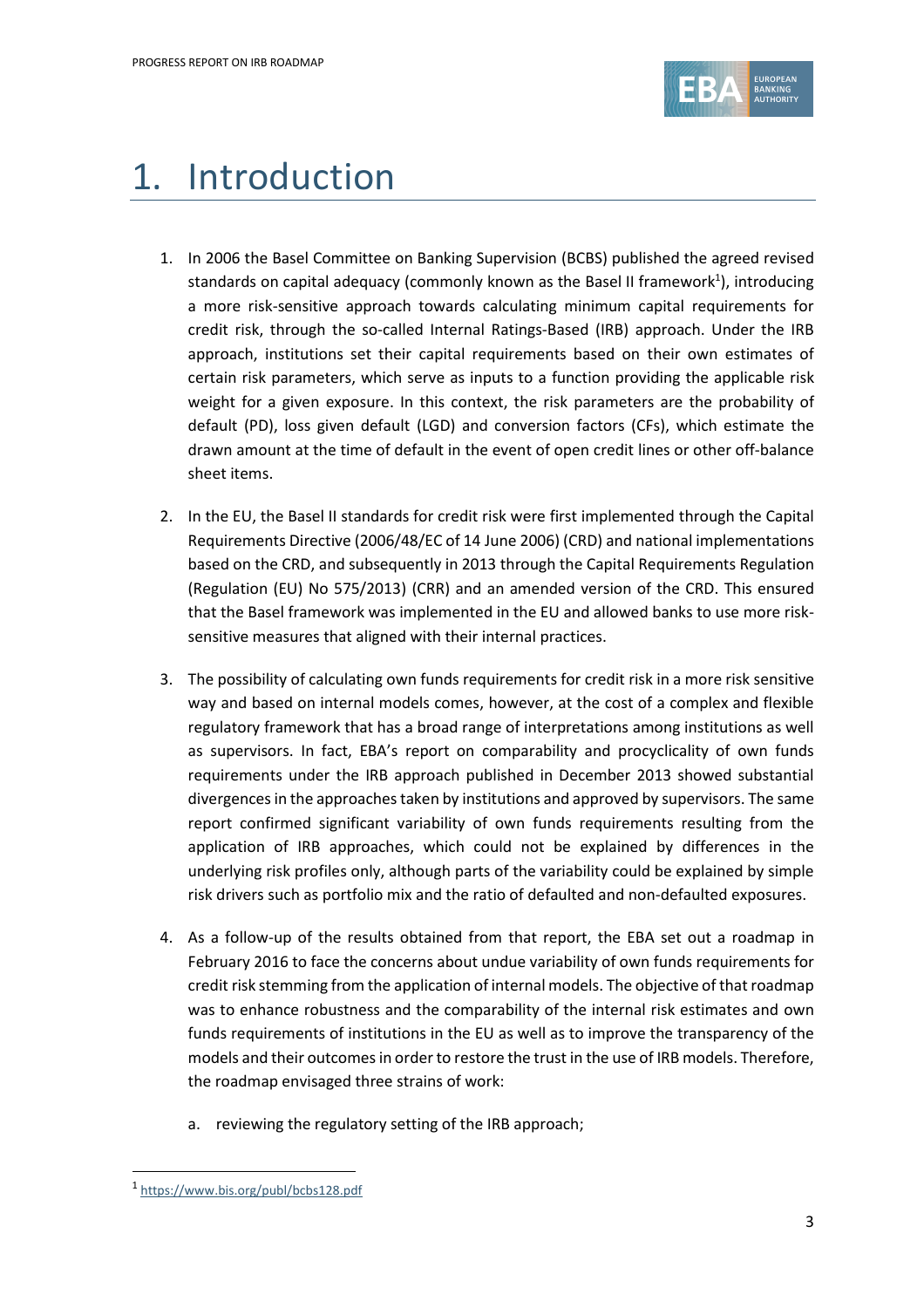# 1. Introduction

1. In 2006 the Basel Committee on Banking Supervision (BCBS) published the agreed revised standards on capital adequacy (commonly known as the Basel II framework[1]), introducing a more risk-sensitive approach towards calculating minimum capital requirements for credit risk, through the so-called Internal Ratings-Based (IRB) approach. Under the IRB approach, institutions set their capital requirements based on their own estimates of certain risk parameters, which serve as inputs to a function providing the applicable risk weight for a given exposure. In this context, the risk parameters are the probability of default (PD), loss given default (LGD) and conversion factors (CFs), which estimate the drawn amount at the time of default in the event of open credit lines or other off-balance sheet items.

2. In the EU, the Basel II standards for credit risk were first implemented through the Capital Requirements Directive (2006/48/EC of 14 June 2006) (CRD) and national implementations based on the CRD, and subsequently in 2013 through the Capital Requirements Regulation (Regulation (EU) No 575/2013) (CRR) and an amended version of the CRD. This ensured that the Basel framework was implemented in the EU and allowed banks to use more risk-sensitive measures that aligned with their internal practices.

3. The possibility of calculating own funds requirements for credit risk in a more risk sensitive way and based on internal models comes, however, at the cost of a complex and flexible regulatory framework that has a broad range of interpretations among institutions as well as supervisors. In fact, EBA's report on comparability and procyclicality of own funds requirements under the IRB approach published in December 2013 showed substantial divergences in the approaches taken by institutions and approved by supervisors. The same report confirmed significant variability of own funds requirements resulting from the application of IRB approaches, which could not be explained by differences in the underlying risk profiles only, although parts of the variability could be explained by simple risk drivers such as portfolio mix and the ratio of defaulted and non-defaulted exposures.

4. As a follow-up of the results obtained from that report, the EBA set out a roadmap in February 2016 to face the concerns about undue variability of own funds requirements for credit risk stemming from the application of internal models. The objective of that roadmap was to enhance robustness and the comparability of the internal risk estimates and own funds requirements of institutions in the EU as well as to improve the transparency of the models and their outcomes in order to restore the trust in the use of IRB models. Therefore, the roadmap envisaged three strains of work:

   a. reviewing the regulatory setting of the IRB approach;

[1] https://www.bis.org/publ/bcbs128.pdf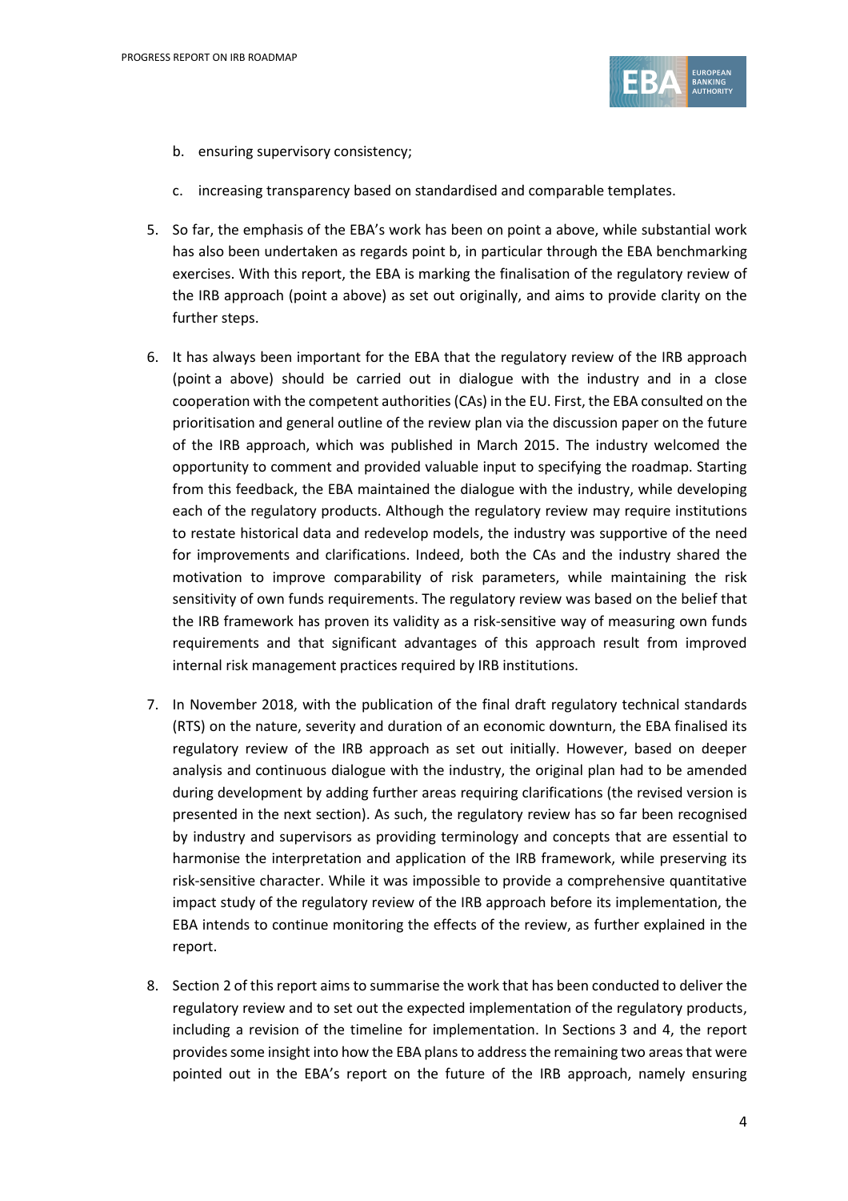b. ensuring supervisory consistency;

c. increasing transparency based on standardised and comparable templates.

5. So far, the emphasis of the EBA's work has been on point a above, while substantial work has also been undertaken as regards point b, in particular through the EBA benchmarking exercises. With this report, the EBA is marking the finalisation of the regulatory review of the IRB approach (point a above) as set out originally, and aims to provide clarity on the further steps.

6. It has always been important for the EBA that the regulatory review of the IRB approach (point a above) should be carried out in dialogue with the industry and in a close cooperation with the competent authorities (CAs) in the EU. First, the EBA consulted on the prioritisation and general outline of the review plan via the discussion paper on the future of the IRB approach, which was published in March 2015. The industry welcomed the opportunity to comment and provided valuable input to specifying the roadmap. Starting from this feedback, the EBA maintained the dialogue with the industry, while developing each of the regulatory products. Although the regulatory review may require institutions to restate historical data and redevelop models, the industry was supportive of the need for improvements and clarifications. Indeed, both the CAs and the industry shared the motivation to improve comparability of risk parameters, while maintaining the risk sensitivity of own funds requirements. The regulatory review was based on the belief that the IRB framework has proven its validity as a risk-sensitive way of measuring own funds requirements and that significant advantages of this approach result from improved internal risk management practices required by IRB institutions.

7. In November 2018, with the publication of the final draft regulatory technical standards (RTS) on the nature, severity and duration of an economic downturn, the EBA finalised its regulatory review of the IRB approach as set out initially. However, based on deeper analysis and continuous dialogue with the industry, the original plan had to be amended during development by adding further areas requiring clarifications (the revised version is presented in the next section). As such, the regulatory review has so far been recognised by industry and supervisors as providing terminology and concepts that are essential to harmonise the interpretation and application of the IRB framework, while preserving its risk-sensitive character. While it was impossible to provide a comprehensive quantitative impact study of the regulatory review of the IRB approach before its implementation, the EBA intends to continue monitoring the effects of the review, as further explained in the report.

8. Section 2 of this report aims to summarise the work that has been conducted to deliver the regulatory review and to set out the expected implementation of the regulatory products, including a revision of the timeline for implementation. In Sections 3 and 4, the report provides some insight into how the EBA plans to address the remaining two areas that were pointed out in the EBA's report on the future of the IRB approach, namely ensuring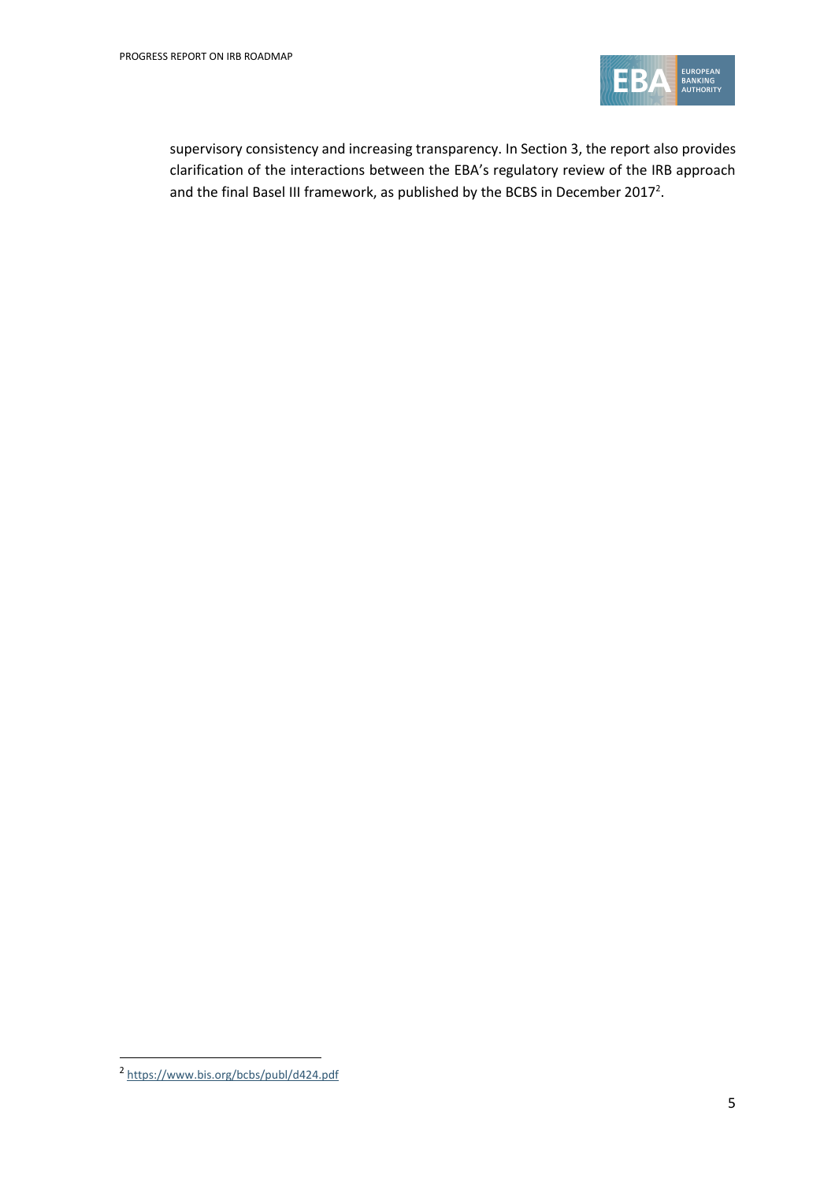supervisory consistency and increasing transparency. In Section 3, the report also provides clarification of the interactions between the EBA's regulatory review of the IRB approach and the final Basel III framework, as published by the BCBS in December 2017[2].

[2] https://www.bis.org/bcbs/publ/d424.pdf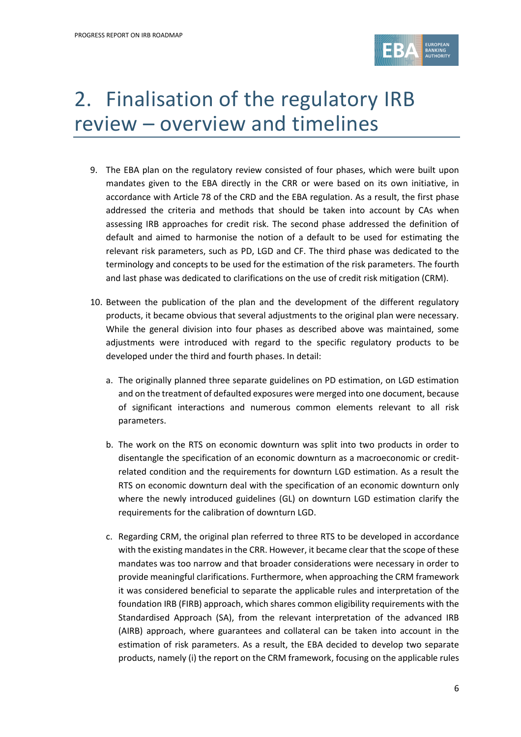# 2. Finalisation of the regulatory IRB review – overview and timelines

9. The EBA plan on the regulatory review consisted of four phases, which were built upon mandates given to the EBA directly in the CRR or were based on its own initiative, in accordance with Article 78 of the CRD and the EBA regulation. As a result, the first phase addressed the criteria and methods that should be taken into account by CAs when assessing IRB approaches for credit risk. The second phase addressed the definition of default and aimed to harmonise the notion of a default to be used for estimating the relevant risk parameters, such as PD, LGD and CF. The third phase was dedicated to the terminology and concepts to be used for the estimation of the risk parameters. The fourth and last phase was dedicated to clarifications on the use of credit risk mitigation (CRM).

10. Between the publication of the plan and the development of the different regulatory products, it became obvious that several adjustments to the original plan were necessary. While the general division into four phases as described above was maintained, some adjustments were introduced with regard to the specific regulatory products to be developed under the third and fourth phases. In detail:

    a. The originally planned three separate guidelines on PD estimation, on LGD estimation and on the treatment of defaulted exposures were merged into one document, because of significant interactions and numerous common elements relevant to all risk parameters.

    b. The work on the RTS on economic downturn was split into two products in order to disentangle the specification of an economic downturn as a macroeconomic or credit-related condition and the requirements for downturn LGD estimation. As a result the RTS on economic downturn deal with the specification of an economic downturn only where the newly introduced guidelines (GL) on downturn LGD estimation clarify the requirements for the calibration of downturn LGD.

    c. Regarding CRM, the original plan referred to three RTS to be developed in accordance with the existing mandates in the CRR. However, it became clear that the scope of these mandates was too narrow and that broader considerations were necessary in order to provide meaningful clarifications. Furthermore, when approaching the CRM framework it was considered beneficial to separate the applicable rules and interpretation of the foundation IRB (FIRB) approach, which shares common eligibility requirements with the Standardised Approach (SA), from the relevant interpretation of the advanced IRB (AIRB) approach, where guarantees and collateral can be taken into account in the estimation of risk parameters. As a result, the EBA decided to develop two separate products, namely (i) the report on the CRM framework, focusing on the applicable rules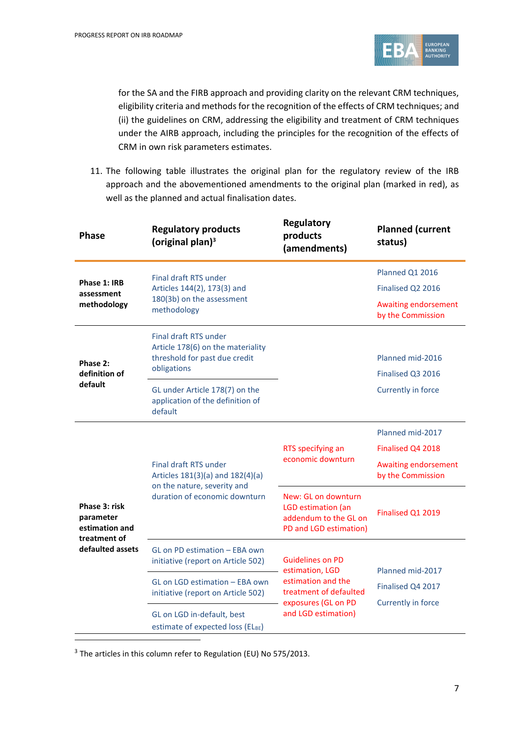for the SA and the FIRB approach and providing clarity on the relevant CRM techniques, eligibility criteria and methods for the recognition of the effects of CRM techniques; and (ii) the guidelines on CRM, addressing the eligibility and treatment of CRM techniques under the AIRB approach, including the principles for the recognition of the effects of CRM in own risk parameters estimates.

11. The following table illustrates the original plan for the regulatory review of the IRB approach and the abovementioned amendments to the original plan (marked in red), as well as the planned and actual finalisation dates.

| Phase | Regulatory products (original plan)[3] | Regulatory products (amendments) | Planned (current status) |
|---|---|---|---|
| **Phase 1: IRB assessment methodology** | Final draft RTS under Articles 144(2), 173(3) and 180(3b) on the assessment methodology | | Planned Q1 2016<br>Finalised Q2 2016<br>Awaiting endorsement by the Commission |
| **Phase 2: definition of default** | Final draft RTS under Article 178(6) on the materiality threshold for past due credit obligations | | Planned mid-2016<br>Finalised Q3 2016<br>Currently in force |
| | GL under Article 178(7) on the application of the definition of default | | |
| **Phase 3: risk parameter estimation and treatment of defaulted assets** | Final draft RTS under Articles 181(3)(a) and 182(4)(a) on the nature, severity and duration of economic downturn | RTS specifying an economic downturn | Planned mid-2017<br>Finalised Q4 2018<br>Awaiting endorsement by the Commission |
| | | New: GL on downturn LGD estimation (an addendum to the GL on PD and LGD estimation) | Finalised Q1 2019 |
| | GL on PD estimation – EBA own initiative (report on Article 502) | Guidelines on PD estimation, LGD estimation and the treatment of defaulted exposures (GL on PD and LGD estimation) | Planned mid-2017<br>Finalised Q4 2017<br>Currently in force |
| | GL on LGD estimation – EBA own initiative (report on Article 502) | | |
| | GL on LGD in-default, best estimate of expected loss ($EL_{BE}$) | | |

[3] The articles in this column refer to Regulation (EU) No 575/2013.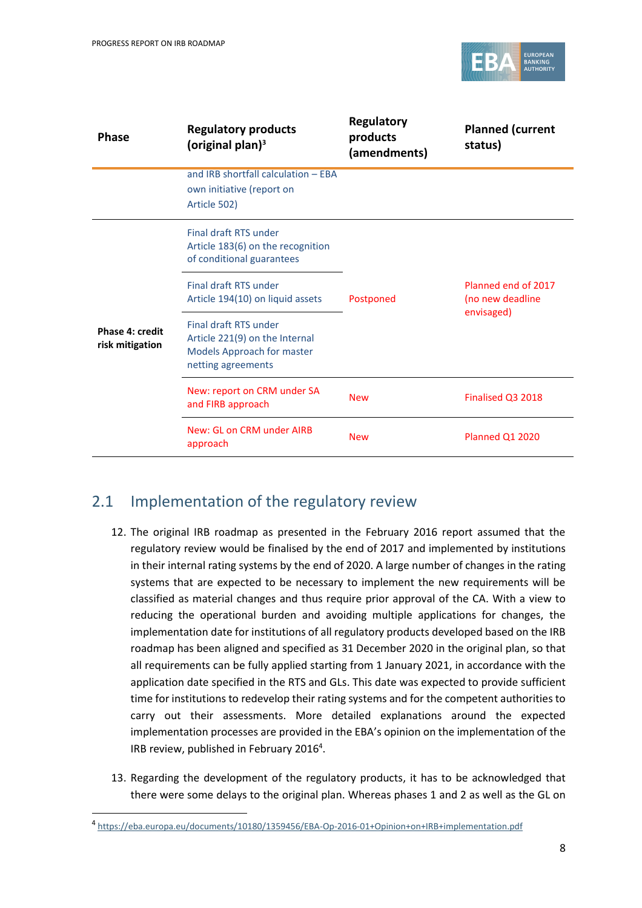| Phase | Regulatory products (original plan)[3] | Regulatory products (amendments) | Planned (current status) |
|---|---|---|---|
| | and IRB shortfall calculation – EBA own initiative (report on Article 502) | | |
| Phase 4: credit risk mitigation | Final draft RTS under Article 183(6) on the recognition of conditional guarantees | Postponed | Planned end of 2017 (no new deadline envisaged) |
| | Final draft RTS under Article 194(10) on liquid assets | | |
| | Final draft RTS under Article 221(9) on the Internal Models Approach for master netting agreements | | |
| | New: report on CRM under SA and FIRB approach | New | Finalised Q3 2018 |
| | New: GL on CRM under AIRB approach | New | Planned Q1 2020 |

## 2.1 Implementation of the regulatory review

12. The original IRB roadmap as presented in the February 2016 report assumed that the regulatory review would be finalised by the end of 2017 and implemented by institutions in their internal rating systems by the end of 2020. A large number of changes in the rating systems that are expected to be necessary to implement the new requirements will be classified as material changes and thus require prior approval of the CA. With a view to reducing the operational burden and avoiding multiple applications for changes, the implementation date for institutions of all regulatory products developed based on the IRB roadmap has been aligned and specified as 31 December 2020 in the original plan, so that all requirements can be fully applied starting from 1 January 2021, in accordance with the application date specified in the RTS and GLs. This date was expected to provide sufficient time for institutions to redevelop their rating systems and for the competent authorities to carry out their assessments. More detailed explanations around the expected implementation processes are provided in the EBA's opinion on the implementation of the IRB review, published in February 2016[4].

13. Regarding the development of the regulatory products, it has to be acknowledged that there were some delays to the original plan. Whereas phases 1 and 2 as well as the GL on

[4] https://eba.europa.eu/documents/10180/1359456/EBA-Op-2016-01+Opinion+on+IRB+implementation.pdf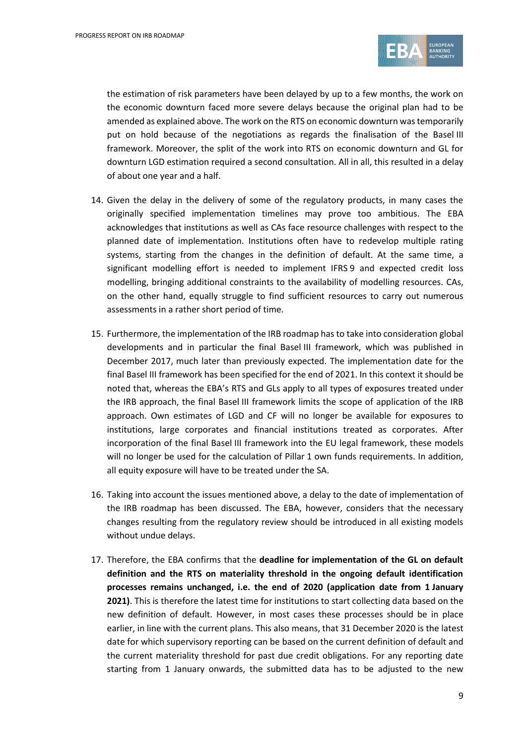the estimation of risk parameters have been delayed by up to a few months, the work on the economic downturn faced more severe delays because the original plan had to be amended as explained above. The work on the RTS on economic downturn was temporarily put on hold because of the negotiations as regards the finalisation of the Basel III framework. Moreover, the split of the work into RTS on economic downturn and GL for downturn LGD estimation required a second consultation. All in all, this resulted in a delay of about one year and a half.

14. Given the delay in the delivery of some of the regulatory products, in many cases the originally specified implementation timelines may prove too ambitious. The EBA acknowledges that institutions as well as CAs face resource challenges with respect to the planned date of implementation. Institutions often have to redevelop multiple rating systems, starting from the changes in the definition of default. At the same time, a significant modelling effort is needed to implement IFRS 9 and expected credit loss modelling, bringing additional constraints to the availability of modelling resources. CAs, on the other hand, equally struggle to find sufficient resources to carry out numerous assessments in a rather short period of time.

15. Furthermore, the implementation of the IRB roadmap has to take into consideration global developments and in particular the final Basel III framework, which was published in December 2017, much later than previously expected. The implementation date for the final Basel III framework has been specified for the end of 2021. In this context it should be noted that, whereas the EBA's RTS and GLs apply to all types of exposures treated under the IRB approach, the final Basel III framework limits the scope of application of the IRB approach. Own estimates of LGD and CF will no longer be available for exposures to institutions, large corporates and financial institutions treated as corporates. After incorporation of the final Basel III framework into the EU legal framework, these models will no longer be used for the calculation of Pillar 1 own funds requirements. In addition, all equity exposure will have to be treated under the SA.

16. Taking into account the issues mentioned above, a delay to the date of implementation of the IRB roadmap has been discussed. The EBA, however, considers that the necessary changes resulting from the regulatory review should be introduced in all existing models without undue delays.

17. Therefore, the EBA confirms that the **deadline for implementation of the GL on default definition and the RTS on materiality threshold in the ongoing default identification processes remains unchanged, i.e. the end of 2020 (application date from 1 January 2021)**. This is therefore the latest time for institutions to start collecting data based on the new definition of default. However, in most cases these processes should be in place earlier, in line with the current plans. This also means, that 31 December 2020 is the latest date for which supervisory reporting can be based on the current definition of default and the current materiality threshold for past due credit obligations. For any reporting date starting from 1 January onwards, the submitted data has to be adjusted to the new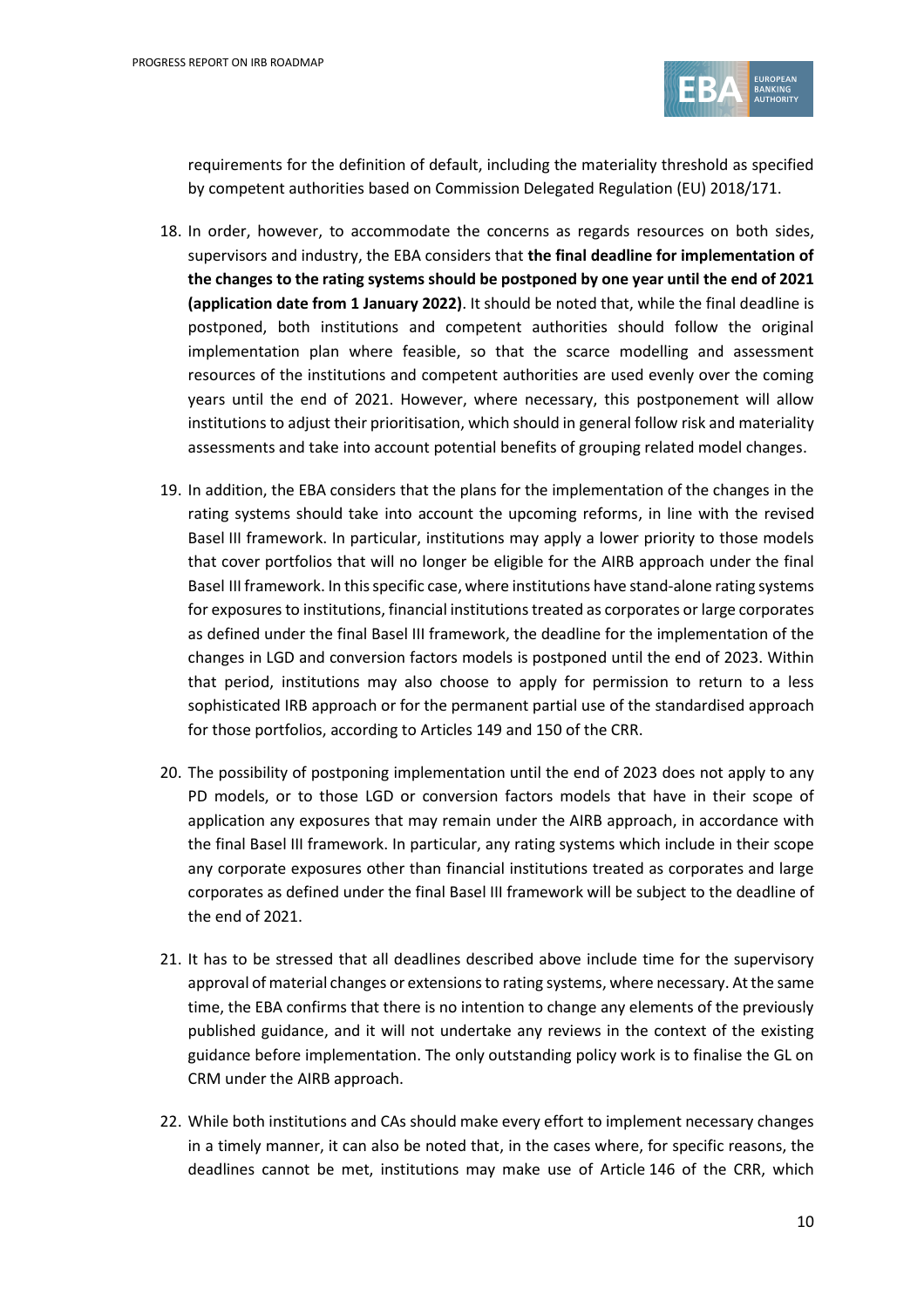requirements for the definition of default, including the materiality threshold as specified by competent authorities based on Commission Delegated Regulation (EU) 2018/171.

18. In order, however, to accommodate the concerns as regards resources on both sides, supervisors and industry, the EBA considers that **the final deadline for implementation of the changes to the rating systems should be postponed by one year until the end of 2021 (application date from 1 January 2022)**. It should be noted that, while the final deadline is postponed, both institutions and competent authorities should follow the original implementation plan where feasible, so that the scarce modelling and assessment resources of the institutions and competent authorities are used evenly over the coming years until the end of 2021. However, where necessary, this postponement will allow institutions to adjust their prioritisation, which should in general follow risk and materiality assessments and take into account potential benefits of grouping related model changes.

19. In addition, the EBA considers that the plans for the implementation of the changes in the rating systems should take into account the upcoming reforms, in line with the revised Basel III framework. In particular, institutions may apply a lower priority to those models that cover portfolios that will no longer be eligible for the AIRB approach under the final Basel III framework. In this specific case, where institutions have stand-alone rating systems for exposures to institutions, financial institutions treated as corporates or large corporates as defined under the final Basel III framework, the deadline for the implementation of the changes in LGD and conversion factors models is postponed until the end of 2023. Within that period, institutions may also choose to apply for permission to return to a less sophisticated IRB approach or for the permanent partial use of the standardised approach for those portfolios, according to Articles 149 and 150 of the CRR.

20. The possibility of postponing implementation until the end of 2023 does not apply to any PD models, or to those LGD or conversion factors models that have in their scope of application any exposures that may remain under the AIRB approach, in accordance with the final Basel III framework. In particular, any rating systems which include in their scope any corporate exposures other than financial institutions treated as corporates and large corporates as defined under the final Basel III framework will be subject to the deadline of the end of 2021.

21. It has to be stressed that all deadlines described above include time for the supervisory approval of material changes or extensions to rating systems, where necessary. At the same time, the EBA confirms that there is no intention to change any elements of the previously published guidance, and it will not undertake any reviews in the context of the existing guidance before implementation. The only outstanding policy work is to finalise the GL on CRM under the AIRB approach.

22. While both institutions and CAs should make every effort to implement necessary changes in a timely manner, it can also be noted that, in the cases where, for specific reasons, the deadlines cannot be met, institutions may make use of Article 146 of the CRR, which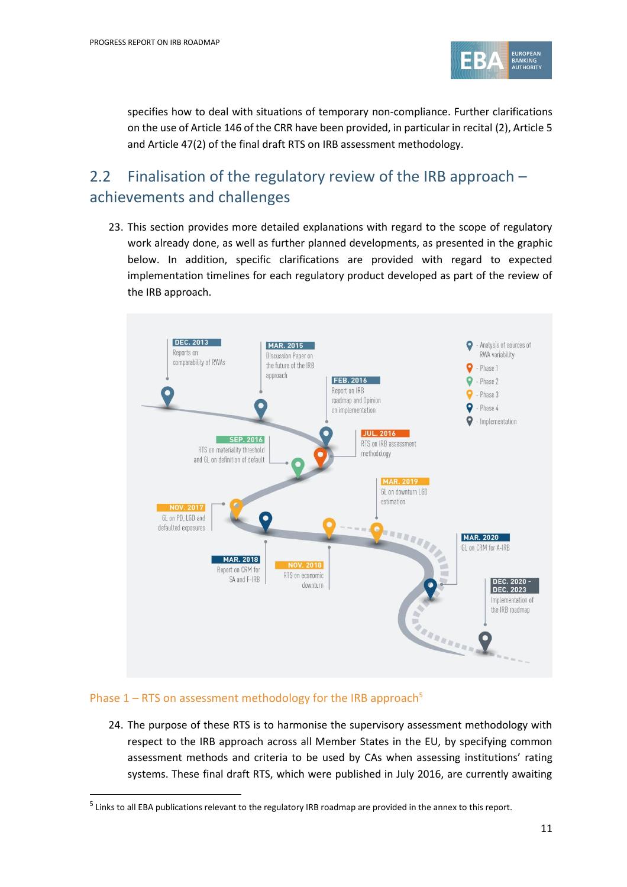specifies how to deal with situations of temporary non-compliance. Further clarifications on the use of Article 146 of the CRR have been provided, in particular in recital (2), Article 5 and Article 47(2) of the final draft RTS on IRB assessment methodology.

## 2.2 Finalisation of the regulatory review of the IRB approach – achievements and challenges

23. This section provides more detailed explanations with regard to the scope of regulatory work already done, as well as further planned developments, as presented in the graphic below. In addition, specific clarifications are provided with regard to expected implementation timelines for each regulatory product developed as part of the review of the IRB approach.

- Analysis of sources of RWA variability
- Phase 1
- Phase 2
- Phase 3
- Phase 4
- Implementation

DEC. 2013 – Reports on comparability of RWAs

MAR. 2015 – Discussion Paper on the future of the IRB approach

FEB. 2016 – Report on IRB roadmap and Opinion on implementation

JUL. 2016 – RTS on IRB assessment methodology

SEP. 2016 – RTS on materiality threshold and GL on definition of default

NOV. 2017 – GL on PD, LGD and defaulted exposures

MAR. 2018 – Report on CRM for SA and F-IRB

NOV. 2018 – RTS on economic downturn

MAR. 2019 – GL on downturn LGD estimation

MAR. 2020 – GL on CRM for A-IRB

DEC. 2020 - DEC. 2023 – Implementation of the IRB roadmap

### Phase 1 – RTS on assessment methodology for the IRB approach[5]

24. The purpose of these RTS is to harmonise the supervisory assessment methodology with respect to the IRB approach across all Member States in the EU, by specifying common assessment methods and criteria to be used by CAs when assessing institutions' rating systems. These final draft RTS, which were published in July 2016, are currently awaiting

[5] Links to all EBA publications relevant to the regulatory IRB roadmap are provided in the annex to this report.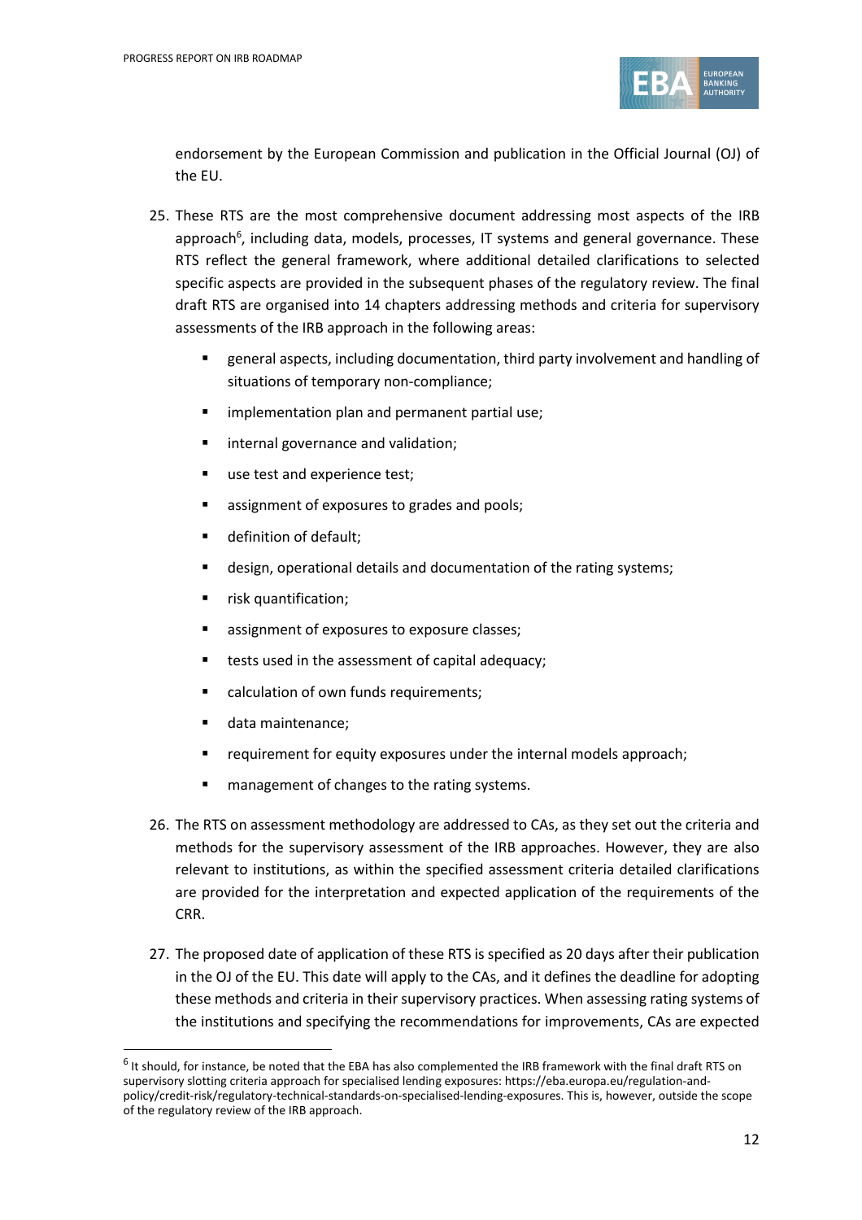endorsement by the European Commission and publication in the Official Journal (OJ) of the EU.

25. These RTS are the most comprehensive document addressing most aspects of the IRB approach[6], including data, models, processes, IT systems and general governance. These RTS reflect the general framework, where additional detailed clarifications to selected specific aspects are provided in the subsequent phases of the regulatory review. The final draft RTS are organised into 14 chapters addressing methods and criteria for supervisory assessments of the IRB approach in the following areas:

    - general aspects, including documentation, third party involvement and handling of situations of temporary non-compliance;
    - implementation plan and permanent partial use;
    - internal governance and validation;
    - use test and experience test;
    - assignment of exposures to grades and pools;
    - definition of default;
    - design, operational details and documentation of the rating systems;
    - risk quantification;
    - assignment of exposures to exposure classes;
    - tests used in the assessment of capital adequacy;
    - calculation of own funds requirements;
    - data maintenance;
    - requirement for equity exposures under the internal models approach;
    - management of changes to the rating systems.

26. The RTS on assessment methodology are addressed to CAs, as they set out the criteria and methods for the supervisory assessment of the IRB approaches. However, they are also relevant to institutions, as within the specified assessment criteria detailed clarifications are provided for the interpretation and expected application of the requirements of the CRR.

27. The proposed date of application of these RTS is specified as 20 days after their publication in the OJ of the EU. This date will apply to the CAs, and it defines the deadline for adopting these methods and criteria in their supervisory practices. When assessing rating systems of the institutions and specifying the recommendations for improvements, CAs are expected

[6] It should, for instance, be noted that the EBA has also complemented the IRB framework with the final draft RTS on supervisory slotting criteria approach for specialised lending exposures: https://eba.europa.eu/regulation-and-policy/credit-risk/regulatory-technical-standards-on-specialised-lending-exposures. This is, however, outside the scope of the regulatory review of the IRB approach.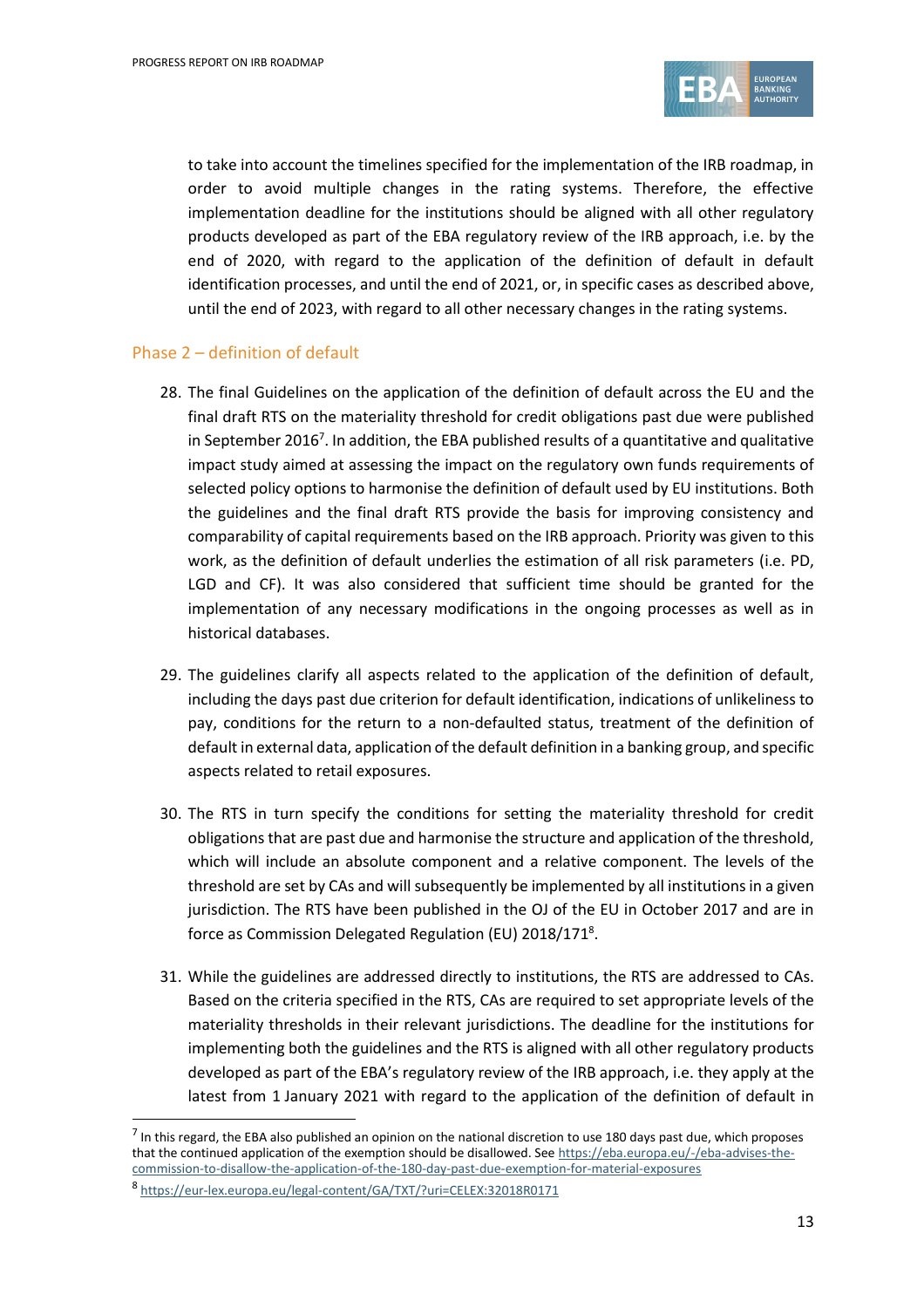to take into account the timelines specified for the implementation of the IRB roadmap, in order to avoid multiple changes in the rating systems. Therefore, the effective implementation deadline for the institutions should be aligned with all other regulatory products developed as part of the EBA regulatory review of the IRB approach, i.e. by the end of 2020, with regard to the application of the definition of default in default identification processes, and until the end of 2021, or, in specific cases as described above, until the end of 2023, with regard to all other necessary changes in the rating systems.

### Phase 2 – definition of default

28. The final Guidelines on the application of the definition of default across the EU and the final draft RTS on the materiality threshold for credit obligations past due were published in September 2016[7]. In addition, the EBA published results of a quantitative and qualitative impact study aimed at assessing the impact on the regulatory own funds requirements of selected policy options to harmonise the definition of default used by EU institutions. Both the guidelines and the final draft RTS provide the basis for improving consistency and comparability of capital requirements based on the IRB approach. Priority was given to this work, as the definition of default underlies the estimation of all risk parameters (i.e. PD, LGD and CF). It was also considered that sufficient time should be granted for the implementation of any necessary modifications in the ongoing processes as well as in historical databases.

29. The guidelines clarify all aspects related to the application of the definition of default, including the days past due criterion for default identification, indications of unlikeliness to pay, conditions for the return to a non-defaulted status, treatment of the definition of default in external data, application of the default definition in a banking group, and specific aspects related to retail exposures.

30. The RTS in turn specify the conditions for setting the materiality threshold for credit obligations that are past due and harmonise the structure and application of the threshold, which will include an absolute component and a relative component. The levels of the threshold are set by CAs and will subsequently be implemented by all institutions in a given jurisdiction. The RTS have been published in the OJ of the EU in October 2017 and are in force as Commission Delegated Regulation (EU) 2018/171[8].

31. While the guidelines are addressed directly to institutions, the RTS are addressed to CAs. Based on the criteria specified in the RTS, CAs are required to set appropriate levels of the materiality thresholds in their relevant jurisdictions. The deadline for the institutions for implementing both the guidelines and the RTS is aligned with all other regulatory products developed as part of the EBA's regulatory review of the IRB approach, i.e. they apply at the latest from 1 January 2021 with regard to the application of the definition of default in

---

[7] In this regard, the EBA also published an opinion on the national discretion to use 180 days past due, which proposes that the continued application of the exemption should be disallowed. See https://eba.europa.eu/-/eba-advises-the-commission-to-disallow-the-application-of-the-180-day-past-due-exemption-for-material-exposures

[8] https://eur-lex.europa.eu/legal-content/GA/TXT/?uri=CELEX:32018R0171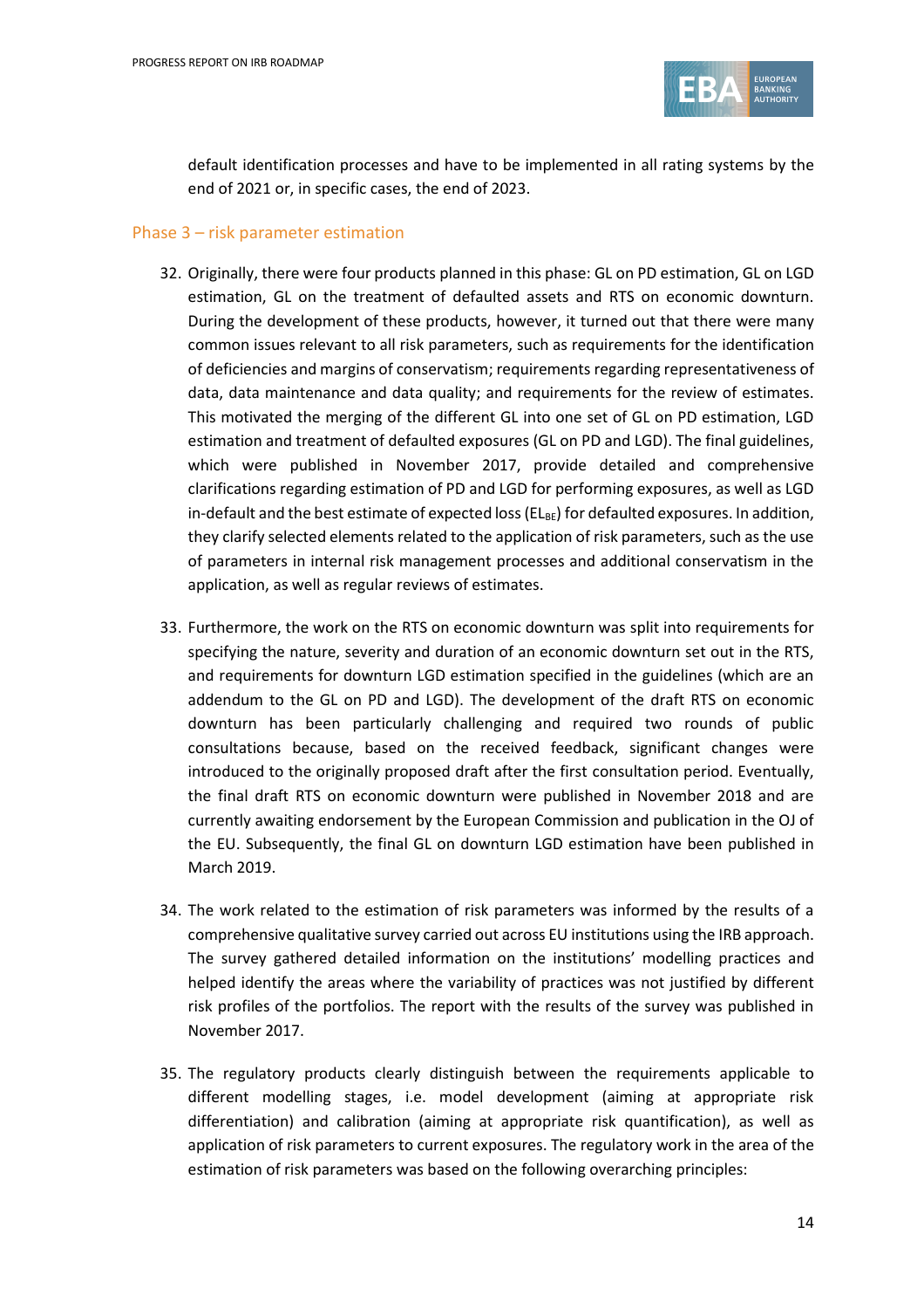default identification processes and have to be implemented in all rating systems by the end of 2021 or, in specific cases, the end of 2023.

### Phase 3 – risk parameter estimation

32. Originally, there were four products planned in this phase: GL on PD estimation, GL on LGD estimation, GL on the treatment of defaulted assets and RTS on economic downturn. During the development of these products, however, it turned out that there were many common issues relevant to all risk parameters, such as requirements for the identification of deficiencies and margins of conservatism; requirements regarding representativeness of data, data maintenance and data quality; and requirements for the review of estimates. This motivated the merging of the different GL into one set of GL on PD estimation, LGD estimation and treatment of defaulted exposures (GL on PD and LGD). The final guidelines, which were published in November 2017, provide detailed and comprehensive clarifications regarding estimation of PD and LGD for performing exposures, as well as LGD in-default and the best estimate of expected loss ($EL_{BE}$) for defaulted exposures. In addition, they clarify selected elements related to the application of risk parameters, such as the use of parameters in internal risk management processes and additional conservatism in the application, as well as regular reviews of estimates.

33. Furthermore, the work on the RTS on economic downturn was split into requirements for specifying the nature, severity and duration of an economic downturn set out in the RTS, and requirements for downturn LGD estimation specified in the guidelines (which are an addendum to the GL on PD and LGD). The development of the draft RTS on economic downturn has been particularly challenging and required two rounds of public consultations because, based on the received feedback, significant changes were introduced to the originally proposed draft after the first consultation period. Eventually, the final draft RTS on economic downturn were published in November 2018 and are currently awaiting endorsement by the European Commission and publication in the OJ of the EU. Subsequently, the final GL on downturn LGD estimation have been published in March 2019.

34. The work related to the estimation of risk parameters was informed by the results of a comprehensive qualitative survey carried out across EU institutions using the IRB approach. The survey gathered detailed information on the institutions' modelling practices and helped identify the areas where the variability of practices was not justified by different risk profiles of the portfolios. The report with the results of the survey was published in November 2017.

35. The regulatory products clearly distinguish between the requirements applicable to different modelling stages, i.e. model development (aiming at appropriate risk differentiation) and calibration (aiming at appropriate risk quantification), as well as application of risk parameters to current exposures. The regulatory work in the area of the estimation of risk parameters was based on the following overarching principles: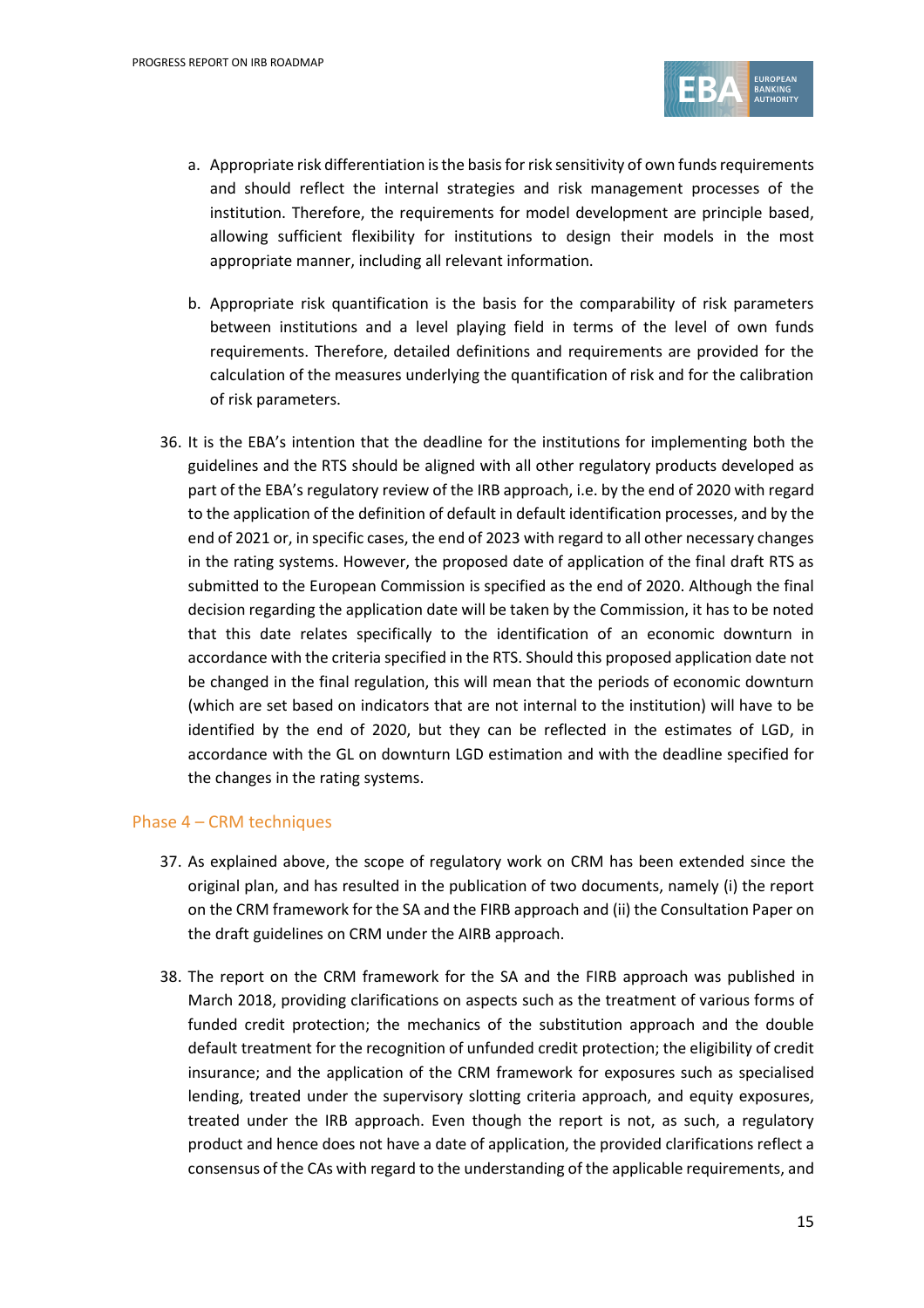a. Appropriate risk differentiation is the basis for risk sensitivity of own funds requirements and should reflect the internal strategies and risk management processes of the institution. Therefore, the requirements for model development are principle based, allowing sufficient flexibility for institutions to design their models in the most appropriate manner, including all relevant information.

b. Appropriate risk quantification is the basis for the comparability of risk parameters between institutions and a level playing field in terms of the level of own funds requirements. Therefore, detailed definitions and requirements are provided for the calculation of the measures underlying the quantification of risk and for the calibration of risk parameters.

36. It is the EBA's intention that the deadline for the institutions for implementing both the guidelines and the RTS should be aligned with all other regulatory products developed as part of the EBA's regulatory review of the IRB approach, i.e. by the end of 2020 with regard to the application of the definition of default in default identification processes, and by the end of 2021 or, in specific cases, the end of 2023 with regard to all other necessary changes in the rating systems. However, the proposed date of application of the final draft RTS as submitted to the European Commission is specified as the end of 2020. Although the final decision regarding the application date will be taken by the Commission, it has to be noted that this date relates specifically to the identification of an economic downturn in accordance with the criteria specified in the RTS. Should this proposed application date not be changed in the final regulation, this will mean that the periods of economic downturn (which are set based on indicators that are not internal to the institution) will have to be identified by the end of 2020, but they can be reflected in the estimates of LGD, in accordance with the GL on downturn LGD estimation and with the deadline specified for the changes in the rating systems.

### Phase 4 – CRM techniques

37. As explained above, the scope of regulatory work on CRM has been extended since the original plan, and has resulted in the publication of two documents, namely (i) the report on the CRM framework for the SA and the FIRB approach and (ii) the Consultation Paper on the draft guidelines on CRM under the AIRB approach.

38. The report on the CRM framework for the SA and the FIRB approach was published in March 2018, providing clarifications on aspects such as the treatment of various forms of funded credit protection; the mechanics of the substitution approach and the double default treatment for the recognition of unfunded credit protection; the eligibility of credit insurance; and the application of the CRM framework for exposures such as specialised lending, treated under the supervisory slotting criteria approach, and equity exposures, treated under the IRB approach. Even though the report is not, as such, a regulatory product and hence does not have a date of application, the provided clarifications reflect a consensus of the CAs with regard to the understanding of the applicable requirements, and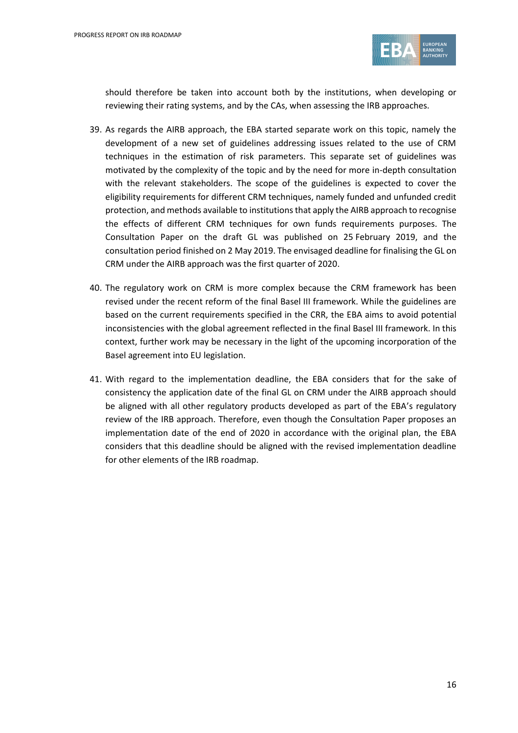should therefore be taken into account both by the institutions, when developing or reviewing their rating systems, and by the CAs, when assessing the IRB approaches.

39. As regards the AIRB approach, the EBA started separate work on this topic, namely the development of a new set of guidelines addressing issues related to the use of CRM techniques in the estimation of risk parameters. This separate set of guidelines was motivated by the complexity of the topic and by the need for more in-depth consultation with the relevant stakeholders. The scope of the guidelines is expected to cover the eligibility requirements for different CRM techniques, namely funded and unfunded credit protection, and methods available to institutions that apply the AIRB approach to recognise the effects of different CRM techniques for own funds requirements purposes. The Consultation Paper on the draft GL was published on 25 February 2019, and the consultation period finished on 2 May 2019. The envisaged deadline for finalising the GL on CRM under the AIRB approach was the first quarter of 2020.

40. The regulatory work on CRM is more complex because the CRM framework has been revised under the recent reform of the final Basel III framework. While the guidelines are based on the current requirements specified in the CRR, the EBA aims to avoid potential inconsistencies with the global agreement reflected in the final Basel III framework. In this context, further work may be necessary in the light of the upcoming incorporation of the Basel agreement into EU legislation.

41. With regard to the implementation deadline, the EBA considers that for the sake of consistency the application date of the final GL on CRM under the AIRB approach should be aligned with all other regulatory products developed as part of the EBA's regulatory review of the IRB approach. Therefore, even though the Consultation Paper proposes an implementation date of the end of 2020 in accordance with the original plan, the EBA considers that this deadline should be aligned with the revised implementation deadline for other elements of the IRB roadmap.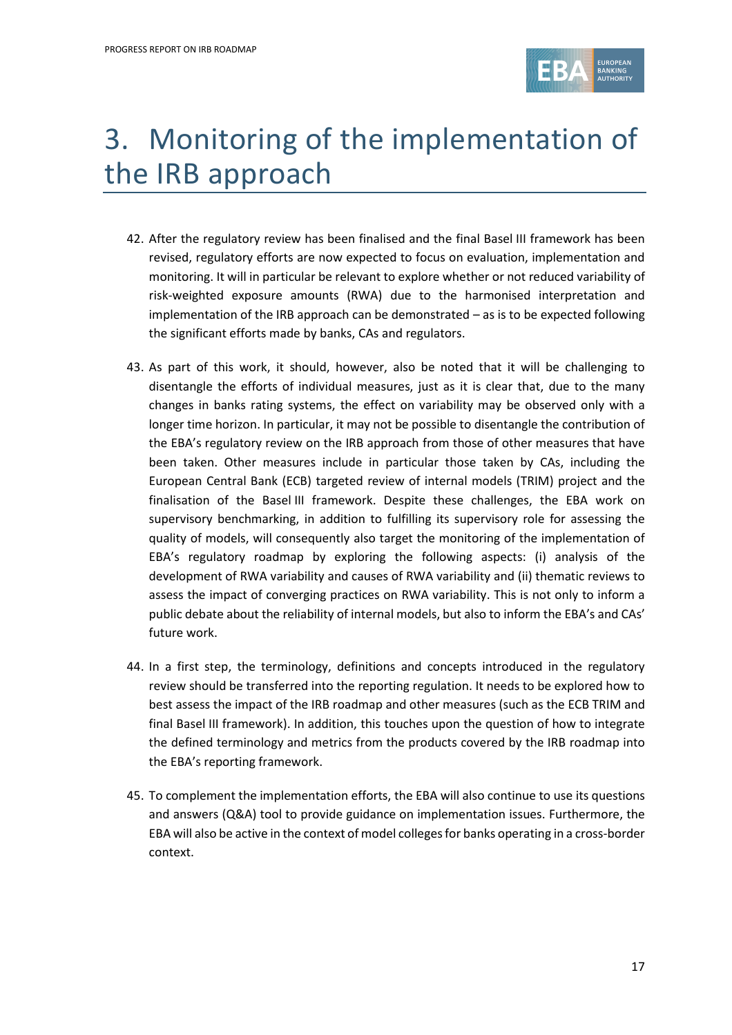# 3. Monitoring of the implementation of the IRB approach

42. After the regulatory review has been finalised and the final Basel III framework has been revised, regulatory efforts are now expected to focus on evaluation, implementation and monitoring. It will in particular be relevant to explore whether or not reduced variability of risk-weighted exposure amounts (RWA) due to the harmonised interpretation and implementation of the IRB approach can be demonstrated – as is to be expected following the significant efforts made by banks, CAs and regulators.

43. As part of this work, it should, however, also be noted that it will be challenging to disentangle the efforts of individual measures, just as it is clear that, due to the many changes in banks rating systems, the effect on variability may be observed only with a longer time horizon. In particular, it may not be possible to disentangle the contribution of the EBA's regulatory review on the IRB approach from those of other measures that have been taken. Other measures include in particular those taken by CAs, including the European Central Bank (ECB) targeted review of internal models (TRIM) project and the finalisation of the Basel III framework. Despite these challenges, the EBA work on supervisory benchmarking, in addition to fulfilling its supervisory role for assessing the quality of models, will consequently also target the monitoring of the implementation of EBA's regulatory roadmap by exploring the following aspects: (i) analysis of the development of RWA variability and causes of RWA variability and (ii) thematic reviews to assess the impact of converging practices on RWA variability. This is not only to inform a public debate about the reliability of internal models, but also to inform the EBA's and CAs' future work.

44. In a first step, the terminology, definitions and concepts introduced in the regulatory review should be transferred into the reporting regulation. It needs to be explored how to best assess the impact of the IRB roadmap and other measures (such as the ECB TRIM and final Basel III framework). In addition, this touches upon the question of how to integrate the defined terminology and metrics from the products covered by the IRB roadmap into the EBA's reporting framework.

45. To complement the implementation efforts, the EBA will also continue to use its questions and answers (Q&A) tool to provide guidance on implementation issues. Furthermore, the EBA will also be active in the context of model colleges for banks operating in a cross-border context.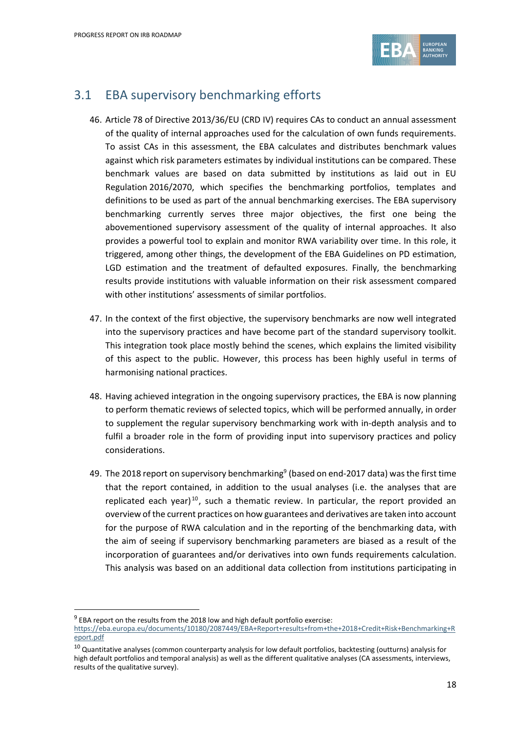## 3.1 EBA supervisory benchmarking efforts

46. Article 78 of Directive 2013/36/EU (CRD IV) requires CAs to conduct an annual assessment of the quality of internal approaches used for the calculation of own funds requirements. To assist CAs in this assessment, the EBA calculates and distributes benchmark values against which risk parameters estimates by individual institutions can be compared. These benchmark values are based on data submitted by institutions as laid out in EU Regulation 2016/2070, which specifies the benchmarking portfolios, templates and definitions to be used as part of the annual benchmarking exercises. The EBA supervisory benchmarking currently serves three major objectives, the first one being the abovementioned supervisory assessment of the quality of internal approaches. It also provides a powerful tool to explain and monitor RWA variability over time. In this role, it triggered, among other things, the development of the EBA Guidelines on PD estimation, LGD estimation and the treatment of defaulted exposures. Finally, the benchmarking results provide institutions with valuable information on their risk assessment compared with other institutions' assessments of similar portfolios.

47. In the context of the first objective, the supervisory benchmarks are now well integrated into the supervisory practices and have become part of the standard supervisory toolkit. This integration took place mostly behind the scenes, which explains the limited visibility of this aspect to the public. However, this process has been highly useful in terms of harmonising national practices.

48. Having achieved integration in the ongoing supervisory practices, the EBA is now planning to perform thematic reviews of selected topics, which will be performed annually, in order to supplement the regular supervisory benchmarking work with in-depth analysis and to fulfil a broader role in the form of providing input into supervisory practices and policy considerations.

49. The 2018 report on supervisory benchmarking[9] (based on end-2017 data) was the first time that the report contained, in addition to the usual analyses (i.e. the analyses that are replicated each year)[10], such a thematic review. In particular, the report provided an overview of the current practices on how guarantees and derivatives are taken into account for the purpose of RWA calculation and in the reporting of the benchmarking data, with the aim of seeing if supervisory benchmarking parameters are biased as a result of the incorporation of guarantees and/or derivatives into own funds requirements calculation. This analysis was based on an additional data collection from institutions participating in

---

[9] EBA report on the results from the 2018 low and high default portfolio exercise: https://eba.europa.eu/documents/10180/2087449/EBA+Report+results+from+the+2018+Credit+Risk+Benchmarking+Report.pdf

[10] Quantitative analyses (common counterparty analysis for low default portfolios, backtesting (outturns) analysis for high default portfolios and temporal analysis) as well as the different qualitative analyses (CA assessments, interviews, results of the qualitative survey).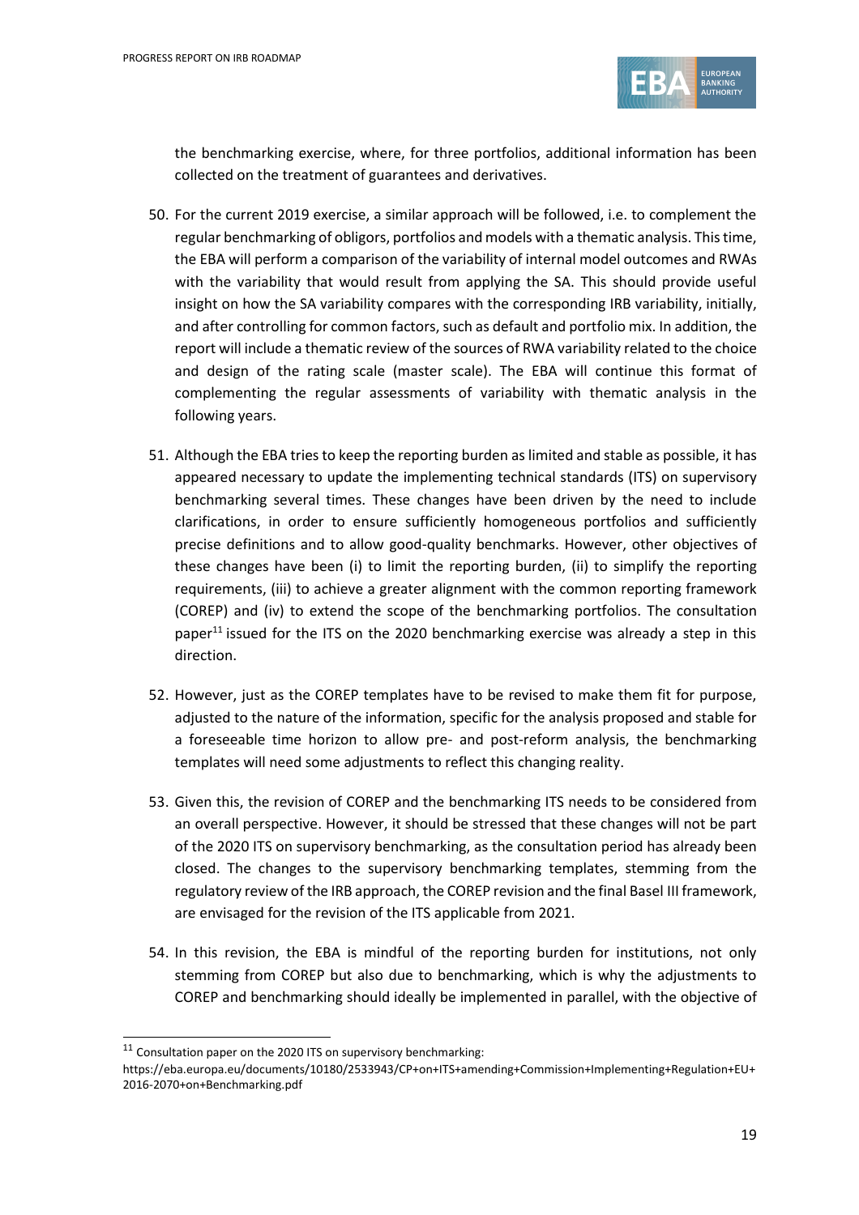the benchmarking exercise, where, for three portfolios, additional information has been collected on the treatment of guarantees and derivatives.

50. For the current 2019 exercise, a similar approach will be followed, i.e. to complement the regular benchmarking of obligors, portfolios and models with a thematic analysis. This time, the EBA will perform a comparison of the variability of internal model outcomes and RWAs with the variability that would result from applying the SA. This should provide useful insight on how the SA variability compares with the corresponding IRB variability, initially, and after controlling for common factors, such as default and portfolio mix. In addition, the report will include a thematic review of the sources of RWA variability related to the choice and design of the rating scale (master scale). The EBA will continue this format of complementing the regular assessments of variability with thematic analysis in the following years.

51. Although the EBA tries to keep the reporting burden as limited and stable as possible, it has appeared necessary to update the implementing technical standards (ITS) on supervisory benchmarking several times. These changes have been driven by the need to include clarifications, in order to ensure sufficiently homogeneous portfolios and sufficiently precise definitions and to allow good-quality benchmarks. However, other objectives of these changes have been (i) to limit the reporting burden, (ii) to simplify the reporting requirements, (iii) to achieve a greater alignment with the common reporting framework (COREP) and (iv) to extend the scope of the benchmarking portfolios. The consultation paper[11] issued for the ITS on the 2020 benchmarking exercise was already a step in this direction.

52. However, just as the COREP templates have to be revised to make them fit for purpose, adjusted to the nature of the information, specific for the analysis proposed and stable for a foreseeable time horizon to allow pre- and post-reform analysis, the benchmarking templates will need some adjustments to reflect this changing reality.

53. Given this, the revision of COREP and the benchmarking ITS needs to be considered from an overall perspective. However, it should be stressed that these changes will not be part of the 2020 ITS on supervisory benchmarking, as the consultation period has already been closed. The changes to the supervisory benchmarking templates, stemming from the regulatory review of the IRB approach, the COREP revision and the final Basel III framework, are envisaged for the revision of the ITS applicable from 2021.

54. In this revision, the EBA is mindful of the reporting burden for institutions, not only stemming from COREP but also due to benchmarking, which is why the adjustments to COREP and benchmarking should ideally be implemented in parallel, with the objective of

---

[11] Consultation paper on the 2020 ITS on supervisory benchmarking: https://eba.europa.eu/documents/10180/2533943/CP+on+ITS+amending+Commission+Implementing+Regulation+EU+2016-2070+on+Benchmarking.pdf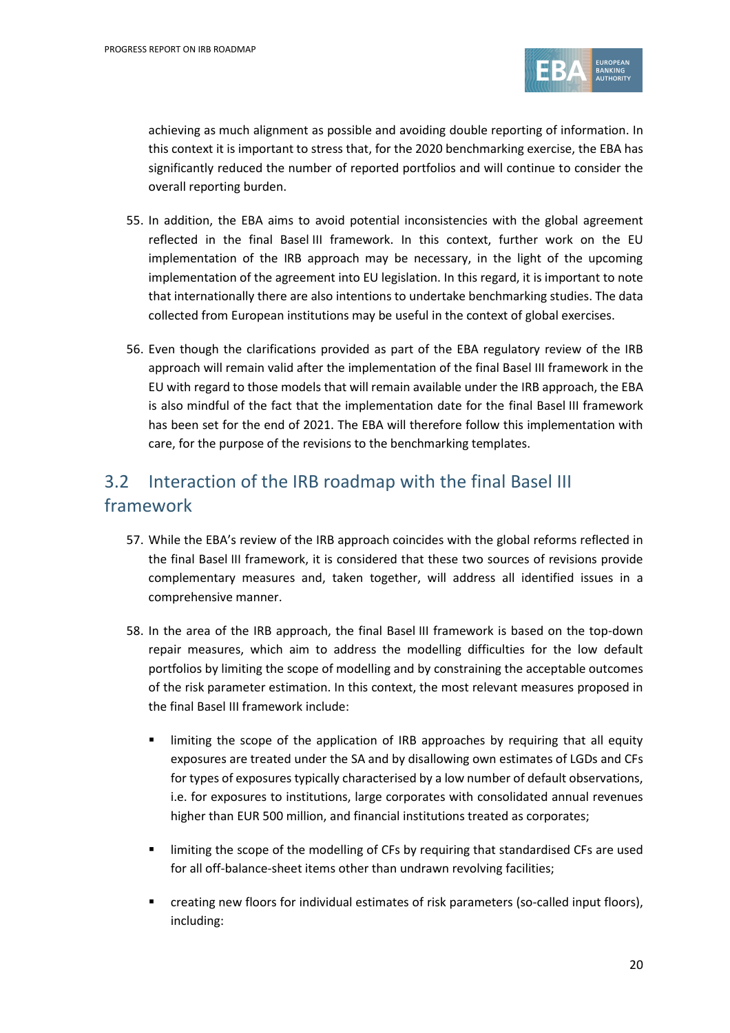achieving as much alignment as possible and avoiding double reporting of information. In this context it is important to stress that, for the 2020 benchmarking exercise, the EBA has significantly reduced the number of reported portfolios and will continue to consider the overall reporting burden.

55. In addition, the EBA aims to avoid potential inconsistencies with the global agreement reflected in the final Basel III framework. In this context, further work on the EU implementation of the IRB approach may be necessary, in the light of the upcoming implementation of the agreement into EU legislation. In this regard, it is important to note that internationally there are also intentions to undertake benchmarking studies. The data collected from European institutions may be useful in the context of global exercises.

56. Even though the clarifications provided as part of the EBA regulatory review of the IRB approach will remain valid after the implementation of the final Basel III framework in the EU with regard to those models that will remain available under the IRB approach, the EBA is also mindful of the fact that the implementation date for the final Basel III framework has been set for the end of 2021. The EBA will therefore follow this implementation with care, for the purpose of the revisions to the benchmarking templates.

## 3.2 Interaction of the IRB roadmap with the final Basel III framework

57. While the EBA's review of the IRB approach coincides with the global reforms reflected in the final Basel III framework, it is considered that these two sources of revisions provide complementary measures and, taken together, will address all identified issues in a comprehensive manner.

58. In the area of the IRB approach, the final Basel III framework is based on the top-down repair measures, which aim to address the modelling difficulties for the low default portfolios by limiting the scope of modelling and by constraining the acceptable outcomes of the risk parameter estimation. In this context, the most relevant measures proposed in the final Basel III framework include:

   - limiting the scope of the application of IRB approaches by requiring that all equity exposures are treated under the SA and by disallowing own estimates of LGDs and CFs for types of exposures typically characterised by a low number of default observations, i.e. for exposures to institutions, large corporates with consolidated annual revenues higher than EUR 500 million, and financial institutions treated as corporates;
   - limiting the scope of the modelling of CFs by requiring that standardised CFs are used for all off-balance-sheet items other than undrawn revolving facilities;
   - creating new floors for individual estimates of risk parameters (so-called input floors), including: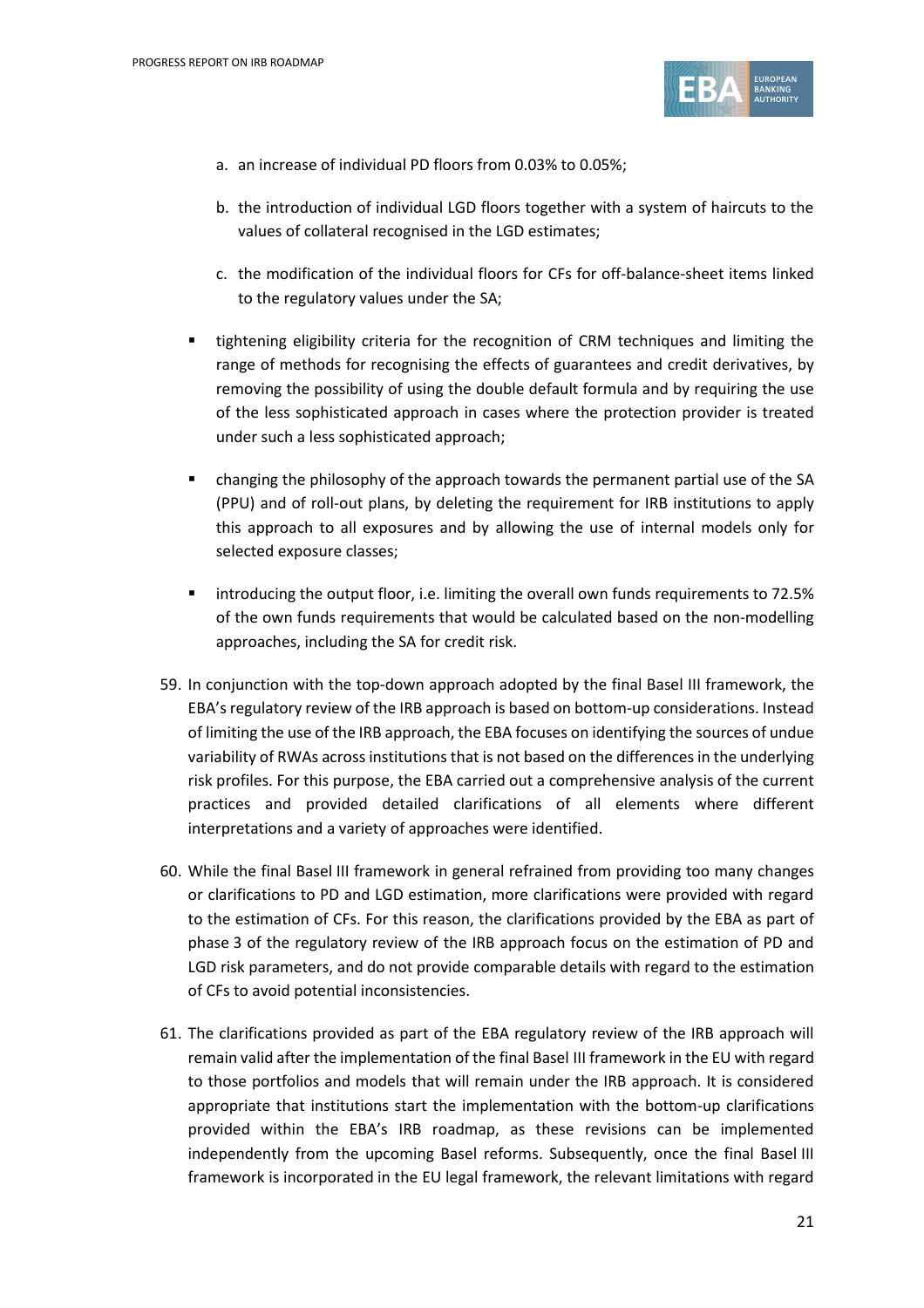a. an increase of individual PD floors from 0.03% to 0.05%;

   b. the introduction of individual LGD floors together with a system of haircuts to the values of collateral recognised in the LGD estimates;

   c. the modification of the individual floors for CFs for off-balance-sheet items linked to the regulatory values under the SA;

- tightening eligibility criteria for the recognition of CRM techniques and limiting the range of methods for recognising the effects of guarantees and credit derivatives, by removing the possibility of using the double default formula and by requiring the use of the less sophisticated approach in cases where the protection provider is treated under such a less sophisticated approach;

- changing the philosophy of the approach towards the permanent partial use of the SA (PPU) and of roll-out plans, by deleting the requirement for IRB institutions to apply this approach to all exposures and by allowing the use of internal models only for selected exposure classes;

- introducing the output floor, i.e. limiting the overall own funds requirements to 72.5% of the own funds requirements that would be calculated based on the non-modelling approaches, including the SA for credit risk.

59. In conjunction with the top-down approach adopted by the final Basel III framework, the EBA's regulatory review of the IRB approach is based on bottom-up considerations. Instead of limiting the use of the IRB approach, the EBA focuses on identifying the sources of undue variability of RWAs across institutions that is not based on the differences in the underlying risk profiles. For this purpose, the EBA carried out a comprehensive analysis of the current practices and provided detailed clarifications of all elements where different interpretations and a variety of approaches were identified.

60. While the final Basel III framework in general refrained from providing too many changes or clarifications to PD and LGD estimation, more clarifications were provided with regard to the estimation of CFs. For this reason, the clarifications provided by the EBA as part of phase 3 of the regulatory review of the IRB approach focus on the estimation of PD and LGD risk parameters, and do not provide comparable details with regard to the estimation of CFs to avoid potential inconsistencies.

61. The clarifications provided as part of the EBA regulatory review of the IRB approach will remain valid after the implementation of the final Basel III framework in the EU with regard to those portfolios and models that will remain under the IRB approach. It is considered appropriate that institutions start the implementation with the bottom-up clarifications provided within the EBA's IRB roadmap, as these revisions can be implemented independently from the upcoming Basel reforms. Subsequently, once the final Basel III framework is incorporated in the EU legal framework, the relevant limitations with regard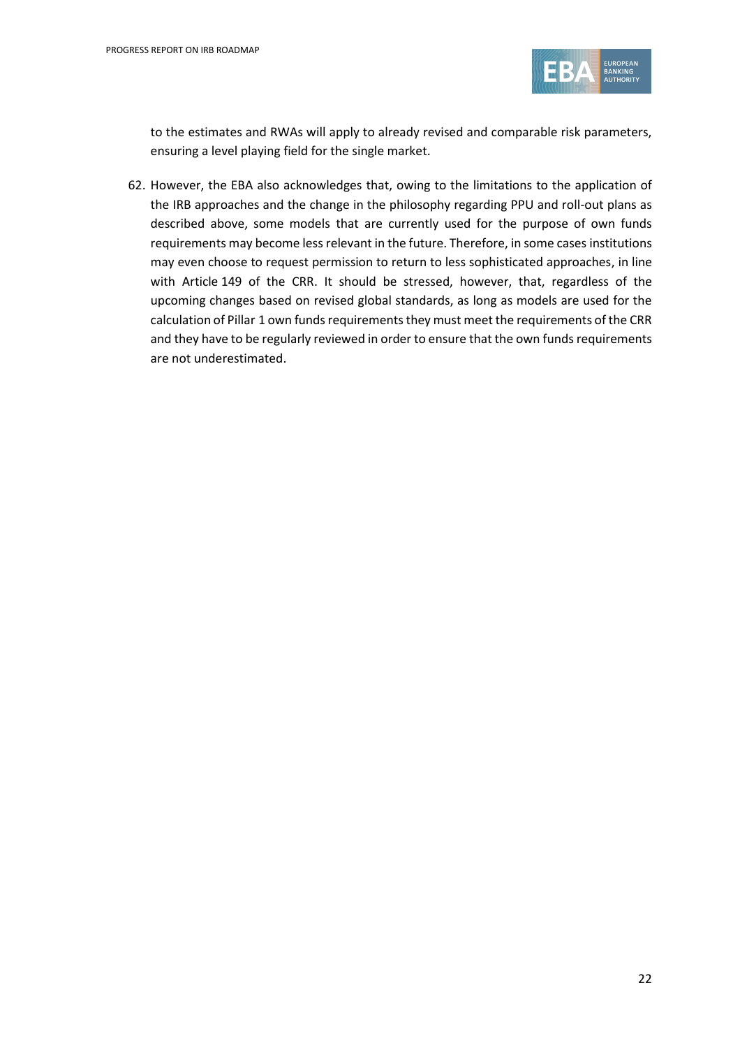to the estimates and RWAs will apply to already revised and comparable risk parameters, ensuring a level playing field for the single market.

62. However, the EBA also acknowledges that, owing to the limitations to the application of the IRB approaches and the change in the philosophy regarding PPU and roll-out plans as described above, some models that are currently used for the purpose of own funds requirements may become less relevant in the future. Therefore, in some cases institutions may even choose to request permission to return to less sophisticated approaches, in line with Article 149 of the CRR. It should be stressed, however, that, regardless of the upcoming changes based on revised global standards, as long as models are used for the calculation of Pillar 1 own funds requirements they must meet the requirements of the CRR and they have to be regularly reviewed in order to ensure that the own funds requirements are not underestimated.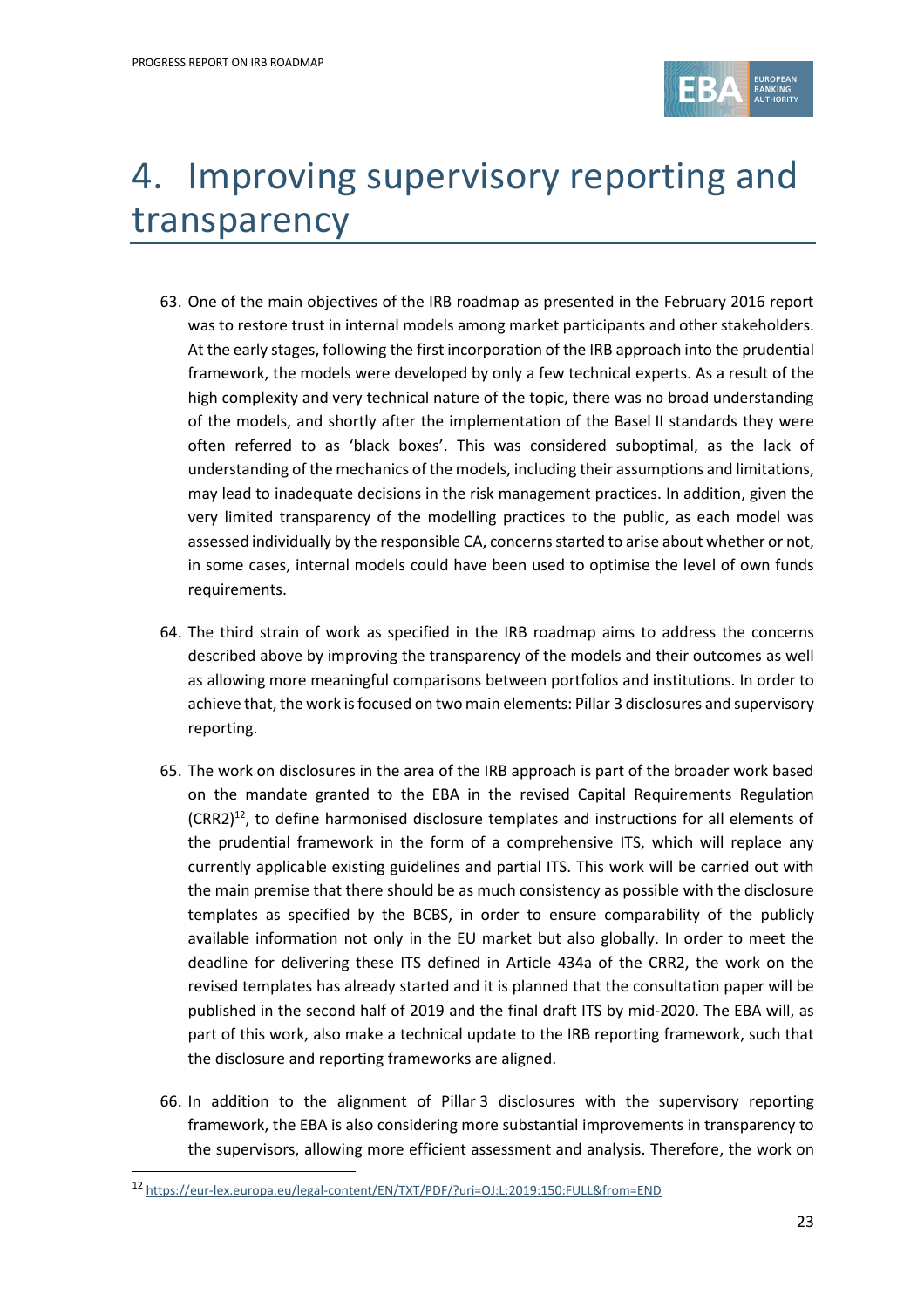# 4. Improving supervisory reporting and transparency

63. One of the main objectives of the IRB roadmap as presented in the February 2016 report was to restore trust in internal models among market participants and other stakeholders. At the early stages, following the first incorporation of the IRB approach into the prudential framework, the models were developed by only a few technical experts. As a result of the high complexity and very technical nature of the topic, there was no broad understanding of the models, and shortly after the implementation of the Basel II standards they were often referred to as 'black boxes'. This was considered suboptimal, as the lack of understanding of the mechanics of the models, including their assumptions and limitations, may lead to inadequate decisions in the risk management practices. In addition, given the very limited transparency of the modelling practices to the public, as each model was assessed individually by the responsible CA, concerns started to arise about whether or not, in some cases, internal models could have been used to optimise the level of own funds requirements.

64. The third strain of work as specified in the IRB roadmap aims to address the concerns described above by improving the transparency of the models and their outcomes as well as allowing more meaningful comparisons between portfolios and institutions. In order to achieve that, the work is focused on two main elements: Pillar 3 disclosures and supervisory reporting.

65. The work on disclosures in the area of the IRB approach is part of the broader work based on the mandate granted to the EBA in the revised Capital Requirements Regulation (CRR2)[12], to define harmonised disclosure templates and instructions for all elements of the prudential framework in the form of a comprehensive ITS, which will replace any currently applicable existing guidelines and partial ITS. This work will be carried out with the main premise that there should be as much consistency as possible with the disclosure templates as specified by the BCBS, in order to ensure comparability of the publicly available information not only in the EU market but also globally. In order to meet the deadline for delivering these ITS defined in Article 434a of the CRR2, the work on the revised templates has already started and it is planned that the consultation paper will be published in the second half of 2019 and the final draft ITS by mid-2020. The EBA will, as part of this work, also make a technical update to the IRB reporting framework, such that the disclosure and reporting frameworks are aligned.

66. In addition to the alignment of Pillar 3 disclosures with the supervisory reporting framework, the EBA is also considering more substantial improvements in transparency to the supervisors, allowing more efficient assessment and analysis. Therefore, the work on

[12] https://eur-lex.europa.eu/legal-content/EN/TXT/PDF/?uri=OJ:L:2019:150:FULL&from=END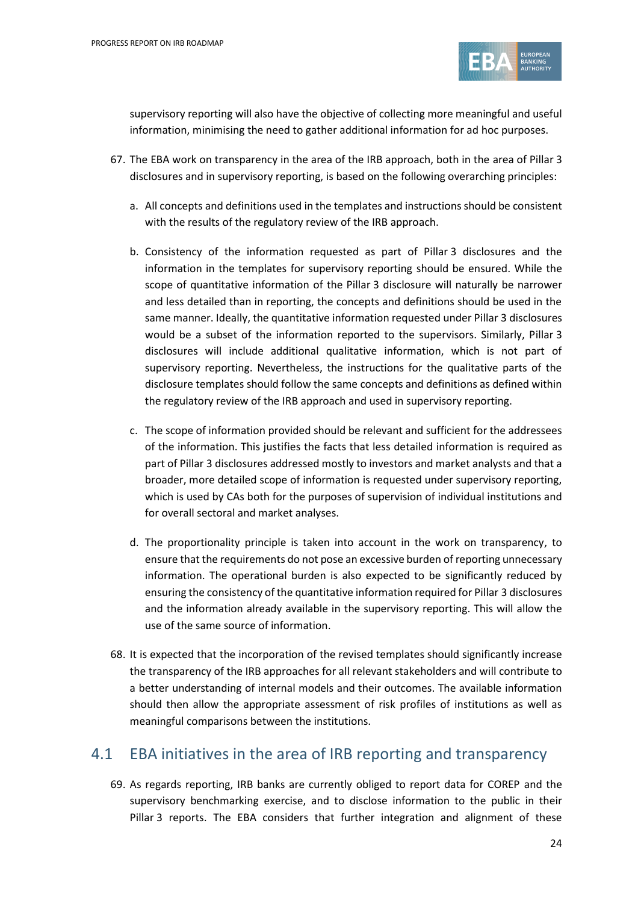supervisory reporting will also have the objective of collecting more meaningful and useful information, minimising the need to gather additional information for ad hoc purposes.

67. The EBA work on transparency in the area of the IRB approach, both in the area of Pillar 3 disclosures and in supervisory reporting, is based on the following overarching principles:

   a. All concepts and definitions used in the templates and instructions should be consistent with the results of the regulatory review of the IRB approach.

   b. Consistency of the information requested as part of Pillar 3 disclosures and the information in the templates for supervisory reporting should be ensured. While the scope of quantitative information of the Pillar 3 disclosure will naturally be narrower and less detailed than in reporting, the concepts and definitions should be used in the same manner. Ideally, the quantitative information requested under Pillar 3 disclosures would be a subset of the information reported to the supervisors. Similarly, Pillar 3 disclosures will include additional qualitative information, which is not part of supervisory reporting. Nevertheless, the instructions for the qualitative parts of the disclosure templates should follow the same concepts and definitions as defined within the regulatory review of the IRB approach and used in supervisory reporting.

   c. The scope of information provided should be relevant and sufficient for the addressees of the information. This justifies the facts that less detailed information is required as part of Pillar 3 disclosures addressed mostly to investors and market analysts and that a broader, more detailed scope of information is requested under supervisory reporting, which is used by CAs both for the purposes of supervision of individual institutions and for overall sectoral and market analyses.

   d. The proportionality principle is taken into account in the work on transparency, to ensure that the requirements do not pose an excessive burden of reporting unnecessary information. The operational burden is also expected to be significantly reduced by ensuring the consistency of the quantitative information required for Pillar 3 disclosures and the information already available in the supervisory reporting. This will allow the use of the same source of information.

68. It is expected that the incorporation of the revised templates should significantly increase the transparency of the IRB approaches for all relevant stakeholders and will contribute to a better understanding of internal models and their outcomes. The available information should then allow the appropriate assessment of risk profiles of institutions as well as meaningful comparisons between the institutions.

## 4.1 EBA initiatives in the area of IRB reporting and transparency

69. As regards reporting, IRB banks are currently obliged to report data for COREP and the supervisory benchmarking exercise, and to disclose information to the public in their Pillar 3 reports. The EBA considers that further integration and alignment of these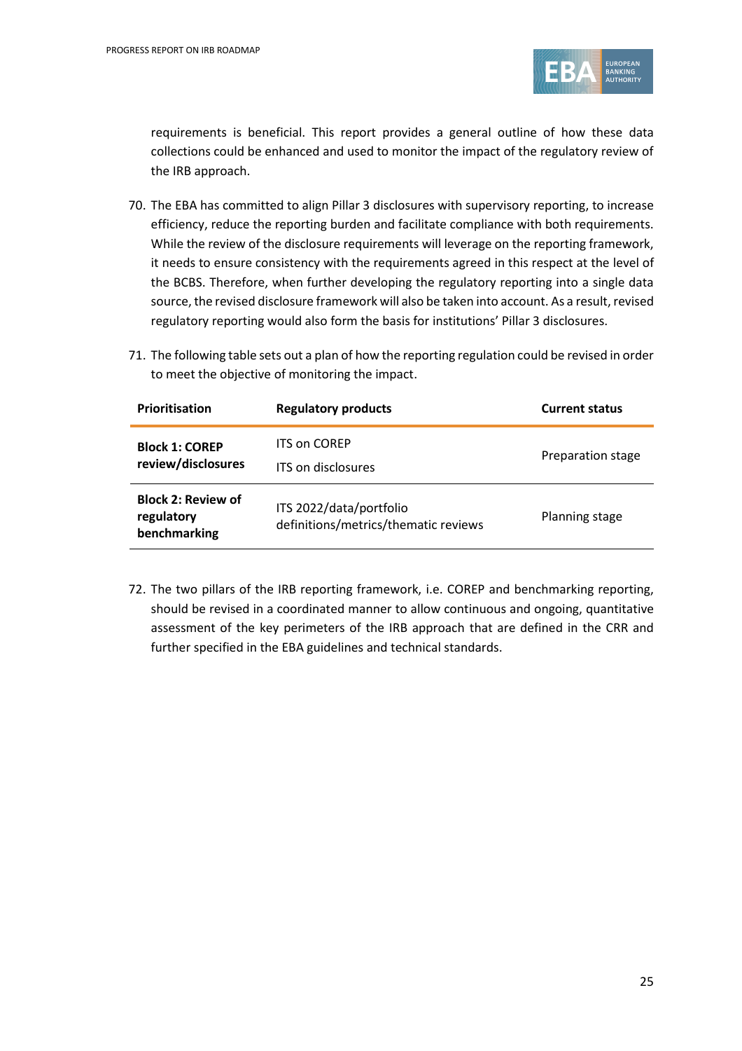requirements is beneficial. This report provides a general outline of how these data collections could be enhanced and used to monitor the impact of the regulatory review of the IRB approach.

70. The EBA has committed to align Pillar 3 disclosures with supervisory reporting, to increase efficiency, reduce the reporting burden and facilitate compliance with both requirements. While the review of the disclosure requirements will leverage on the reporting framework, it needs to ensure consistency with the requirements agreed in this respect at the level of the BCBS. Therefore, when further developing the regulatory reporting into a single data source, the revised disclosure framework will also be taken into account. As a result, revised regulatory reporting would also form the basis for institutions' Pillar 3 disclosures.

71. The following table sets out a plan of how the reporting regulation could be revised in order to meet the objective of monitoring the impact.

| Prioritisation | Regulatory products | Current status |
|---|---|---|
| **Block 1: COREP review/disclosures** | ITS on COREP<br>ITS on disclosures | Preparation stage |
| **Block 2: Review of regulatory benchmarking** | ITS 2022/data/portfolio definitions/metrics/thematic reviews | Planning stage |

72. The two pillars of the IRB reporting framework, i.e. COREP and benchmarking reporting, should be revised in a coordinated manner to allow continuous and ongoing, quantitative assessment of the key perimeters of the IRB approach that are defined in the CRR and further specified in the EBA guidelines and technical standards.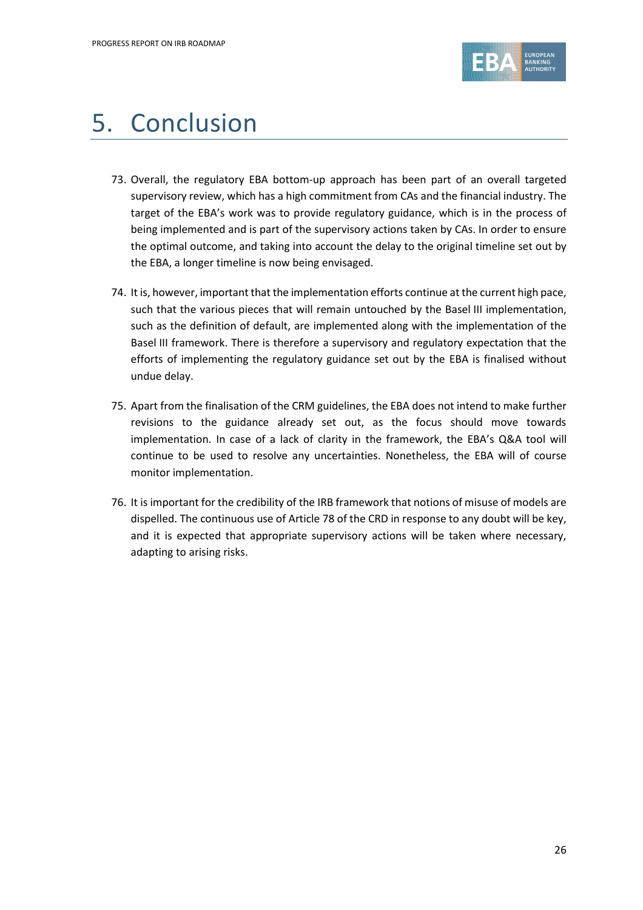# 5. Conclusion

73. Overall, the regulatory EBA bottom-up approach has been part of an overall targeted supervisory review, which has a high commitment from CAs and the financial industry. The target of the EBA's work was to provide regulatory guidance, which is in the process of being implemented and is part of the supervisory actions taken by CAs. In order to ensure the optimal outcome, and taking into account the delay to the original timeline set out by the EBA, a longer timeline is now being envisaged.

74. It is, however, important that the implementation efforts continue at the current high pace, such that the various pieces that will remain untouched by the Basel III implementation, such as the definition of default, are implemented along with the implementation of the Basel III framework. There is therefore a supervisory and regulatory expectation that the efforts of implementing the regulatory guidance set out by the EBA is finalised without undue delay.

75. Apart from the finalisation of the CRM guidelines, the EBA does not intend to make further revisions to the guidance already set out, as the focus should move towards implementation. In case of a lack of clarity in the framework, the EBA's Q&A tool will continue to be used to resolve any uncertainties. Nonetheless, the EBA will of course monitor implementation.

76. It is important for the credibility of the IRB framework that notions of misuse of models are dispelled. The continuous use of Article 78 of the CRD in response to any doubt will be key, and it is expected that appropriate supervisory actions will be taken where necessary, adapting to arising risks.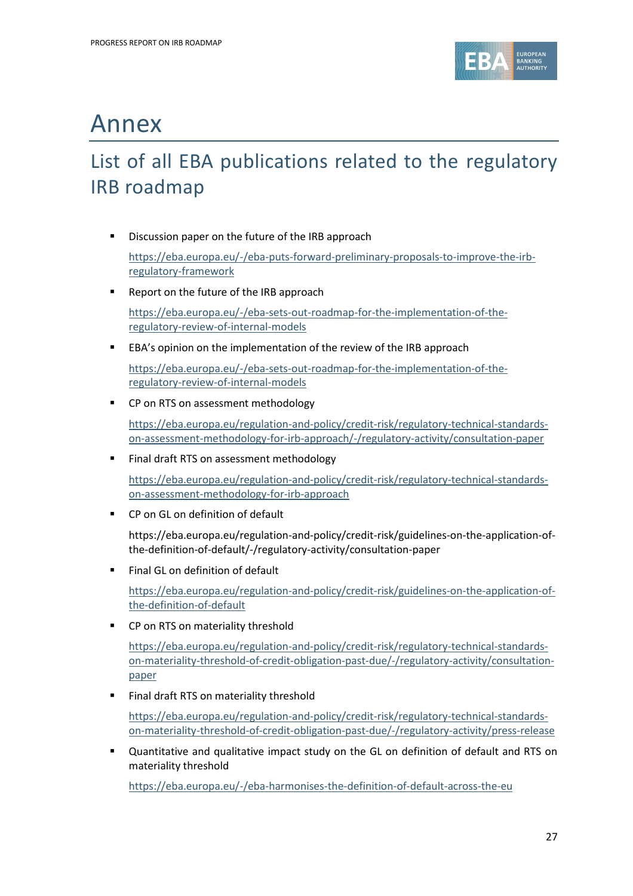# Annex

## List of all EBA publications related to the regulatory IRB roadmap

- Discussion paper on the future of the IRB approach

  https://eba.europa.eu/-/eba-puts-forward-preliminary-proposals-to-improve-the-irb-regulatory-framework

- Report on the future of the IRB approach

  https://eba.europa.eu/-/eba-sets-out-roadmap-for-the-implementation-of-the-regulatory-review-of-internal-models

- EBA's opinion on the implementation of the review of the IRB approach

  https://eba.europa.eu/-/eba-sets-out-roadmap-for-the-implementation-of-the-regulatory-review-of-internal-models

- CP on RTS on assessment methodology

  https://eba.europa.eu/regulation-and-policy/credit-risk/regulatory-technical-standards-on-assessment-methodology-for-irb-approach/-/regulatory-activity/consultation-paper

- Final draft RTS on assessment methodology

  https://eba.europa.eu/regulation-and-policy/credit-risk/regulatory-technical-standards-on-assessment-methodology-for-irb-approach

- CP on GL on definition of default

  https://eba.europa.eu/regulation-and-policy/credit-risk/guidelines-on-the-application-of-the-definition-of-default/-/regulatory-activity/consultation-paper

- Final GL on definition of default

  https://eba.europa.eu/regulation-and-policy/credit-risk/guidelines-on-the-application-of-the-definition-of-default

- CP on RTS on materiality threshold

  https://eba.europa.eu/regulation-and-policy/credit-risk/regulatory-technical-standards-on-materiality-threshold-of-credit-obligation-past-due/-/regulatory-activity/consultation-paper

- Final draft RTS on materiality threshold

  https://eba.europa.eu/regulation-and-policy/credit-risk/regulatory-technical-standards-on-materiality-threshold-of-credit-obligation-past-due/-/regulatory-activity/press-release

- Quantitative and qualitative impact study on the GL on definition of default and RTS on materiality threshold

  https://eba.europa.eu/-/eba-harmonises-the-definition-of-default-across-the-eu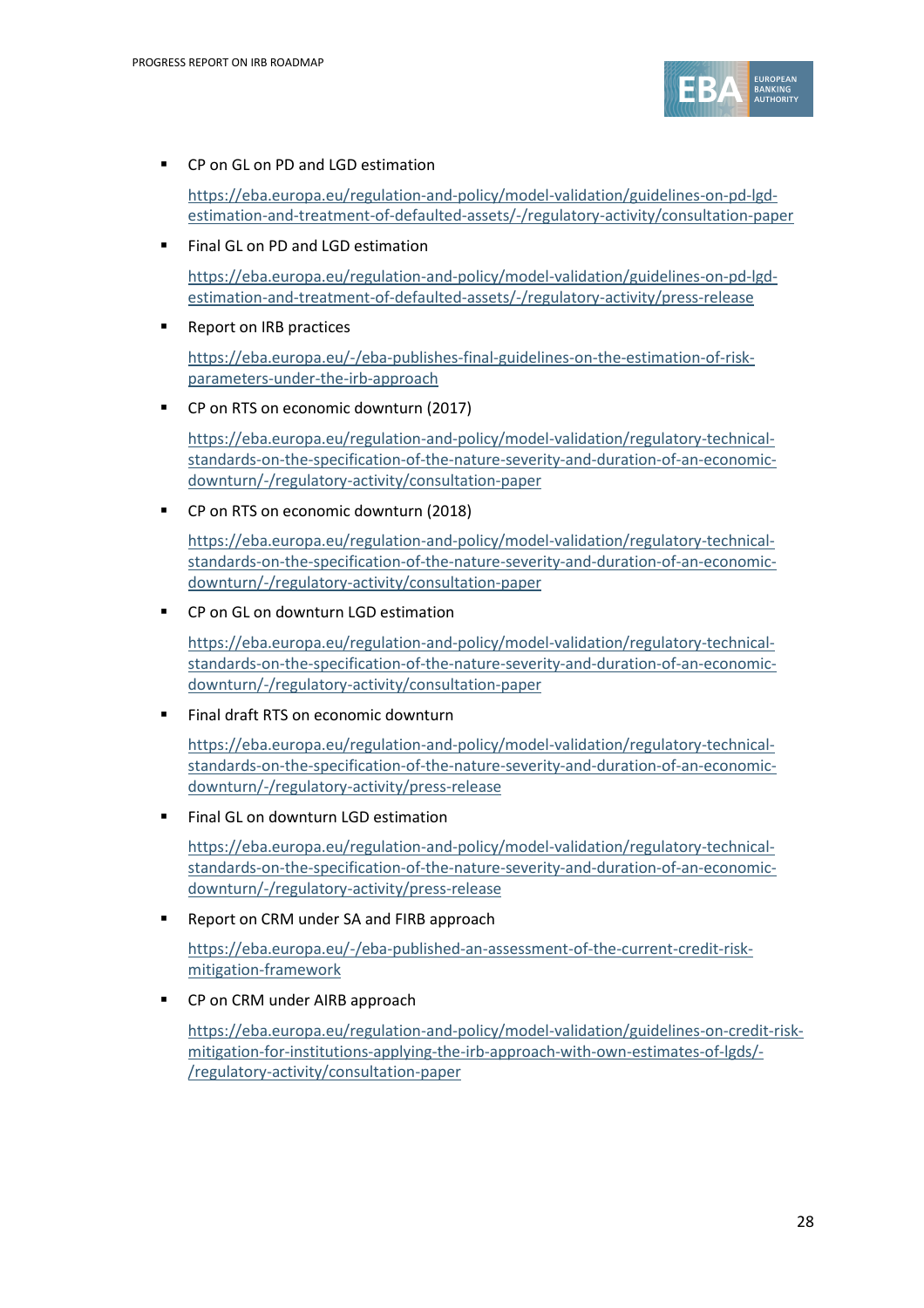- CP on GL on PD and LGD estimation

  https://eba.europa.eu/regulation-and-policy/model-validation/guidelines-on-pd-lgd-estimation-and-treatment-of-defaulted-assets/-/regulatory-activity/consultation-paper

- Final GL on PD and LGD estimation

  https://eba.europa.eu/regulation-and-policy/model-validation/guidelines-on-pd-lgd-estimation-and-treatment-of-defaulted-assets/-/regulatory-activity/press-release

- Report on IRB practices

  https://eba.europa.eu/-/eba-publishes-final-guidelines-on-the-estimation-of-risk-parameters-under-the-irb-approach

- CP on RTS on economic downturn (2017)

  https://eba.europa.eu/regulation-and-policy/model-validation/regulatory-technical-standards-on-the-specification-of-the-nature-severity-and-duration-of-an-economic-downturn/-/regulatory-activity/consultation-paper

- CP on RTS on economic downturn (2018)

  https://eba.europa.eu/regulation-and-policy/model-validation/regulatory-technical-standards-on-the-specification-of-the-nature-severity-and-duration-of-an-economic-downturn/-/regulatory-activity/consultation-paper

- CP on GL on downturn LGD estimation

  https://eba.europa.eu/regulation-and-policy/model-validation/regulatory-technical-standards-on-the-specification-of-the-nature-severity-and-duration-of-an-economic-downturn/-/regulatory-activity/consultation-paper

- Final draft RTS on economic downturn

  https://eba.europa.eu/regulation-and-policy/model-validation/regulatory-technical-standards-on-the-specification-of-the-nature-severity-and-duration-of-an-economic-downturn/-/regulatory-activity/press-release

- Final GL on downturn LGD estimation

  https://eba.europa.eu/regulation-and-policy/model-validation/regulatory-technical-standards-on-the-specification-of-the-nature-severity-and-duration-of-an-economic-downturn/-/regulatory-activity/press-release

- Report on CRM under SA and FIRB approach

  https://eba.europa.eu/-/eba-published-an-assessment-of-the-current-credit-risk-mitigation-framework

- CP on CRM under AIRB approach

  https://eba.europa.eu/regulation-and-policy/model-validation/guidelines-on-credit-risk-mitigation-for-institutions-applying-the-irb-approach-with-own-estimates-of-lgds/-/regulatory-activity/consultation-paper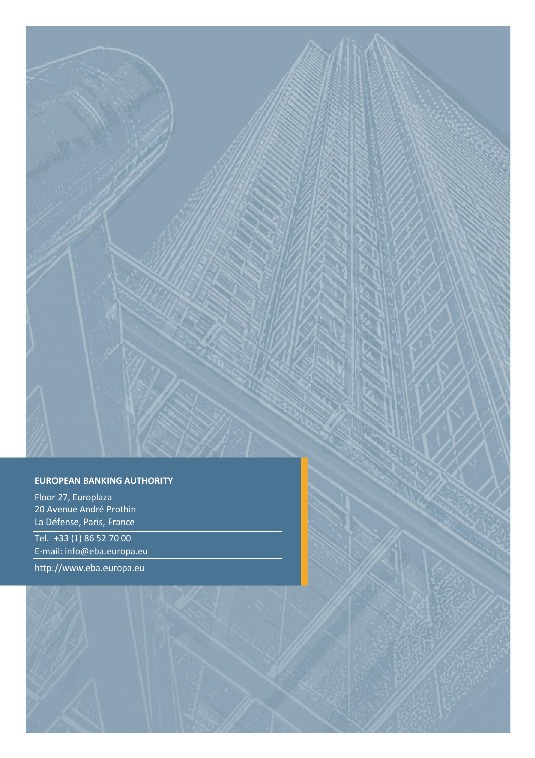**EUROPEAN BANKING AUTHORITY**

Floor 27, Europlaza
20 Avenue André Prothin
La Défense, Paris, France

Tel. +33 (1) 86 52 70 00
E-mail: info@eba.europa.eu

http://www.eba.europa.eu